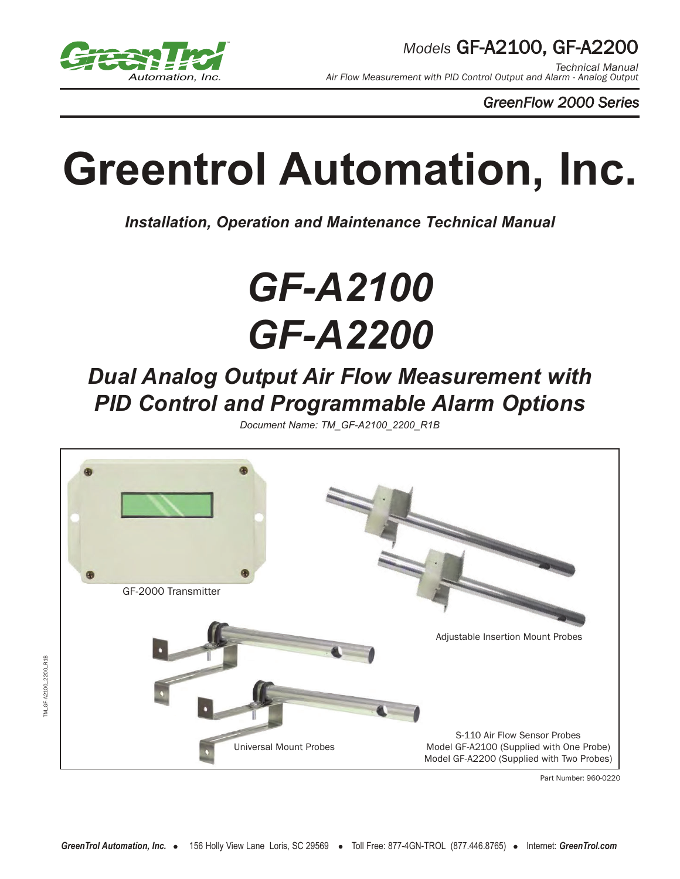*Models* GF-A2100, GF-A2200

*Technical Manual*
*Air Flow Measurement with PID Control Output and Alarm - Analog Output*

*GreenFlow 2000 Series*

# Greentrol Automation, Inc.

***Installation, Operation and Maintenance Technical Manual***

# *GF-A2100*
# *GF-A2200*

## *Dual Analog Output Air Flow Measurement with PID Control and Programmable Alarm Options*

*Document Name: TM_GF-A2100_2200_R1B*

GF-2000 Transmitter

Adjustable Insertion Mount Probes

Universal Mount Probes

S-110 Air Flow Sensor Probes
Model GF-A2100 (Supplied with One Probe)
Model GF-A2200 (Supplied with Two Probes)

Part Number: 960-0220

TM_GF-A2100_2200_R1B

***GreenTrol Automation, Inc.*** • 156 Holly View Lane Loris, SC 29569 • Toll Free: 877-4GN-TROL (877.446.8765) • Internet: ***GreenTrol.com***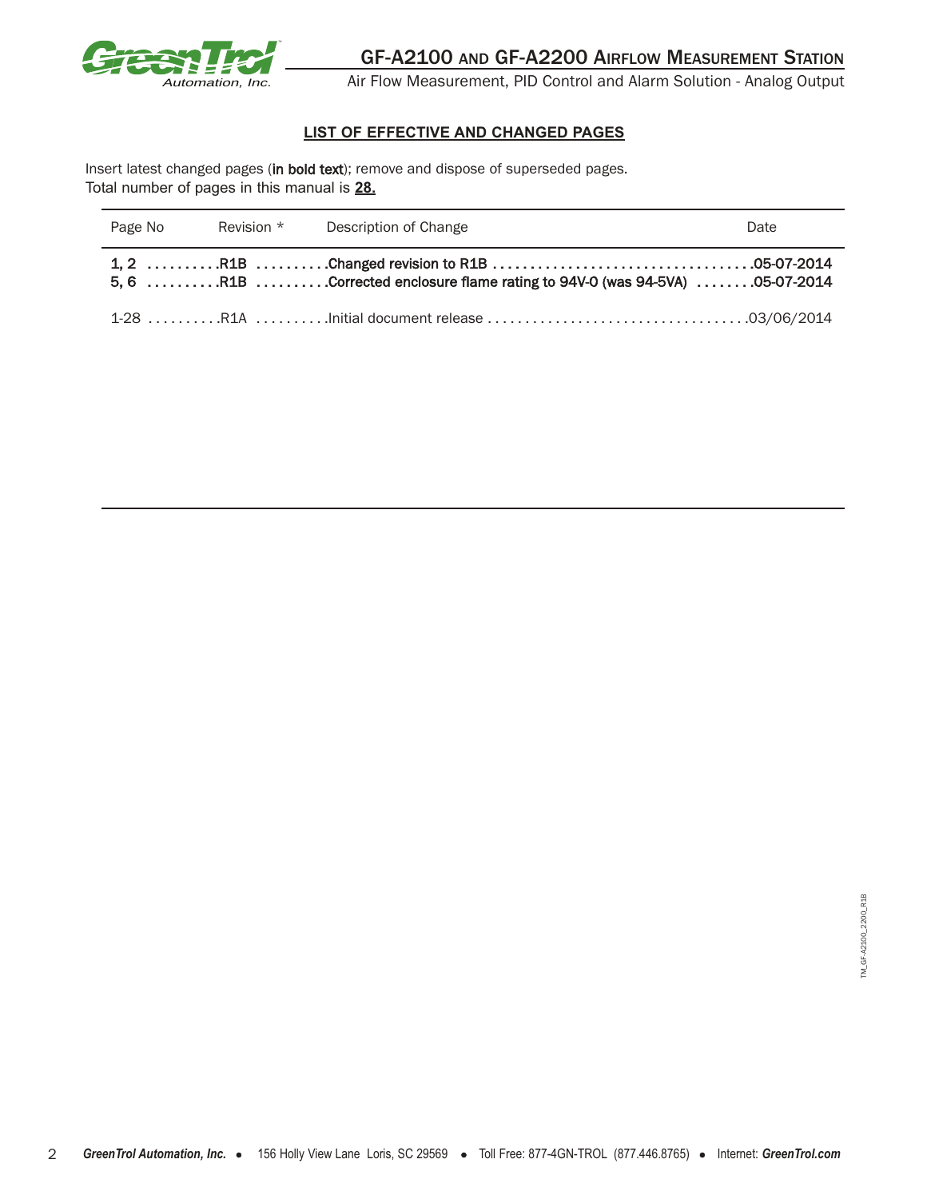## LIST OF EFFECTIVE AND CHANGED PAGES

Insert latest changed pages (**in bold text**); remove and dispose of superseded pages.
Total number of pages in this manual is **28.**

| Page No | Revision * | Description of Change | Date |
|---|---|---|---|
| **1, 2** | **R1B** | **Changed revision to R1B** | **05-07-2014** |
| **5, 6** | **R1B** | **Corrected enclosure flame rating to 94V-0 (was 94-5VA)** | **05-07-2014** |
| 1-28 | R1A | Initial document release | 03/06/2014 |

TM_GF-A2100_2200_R1B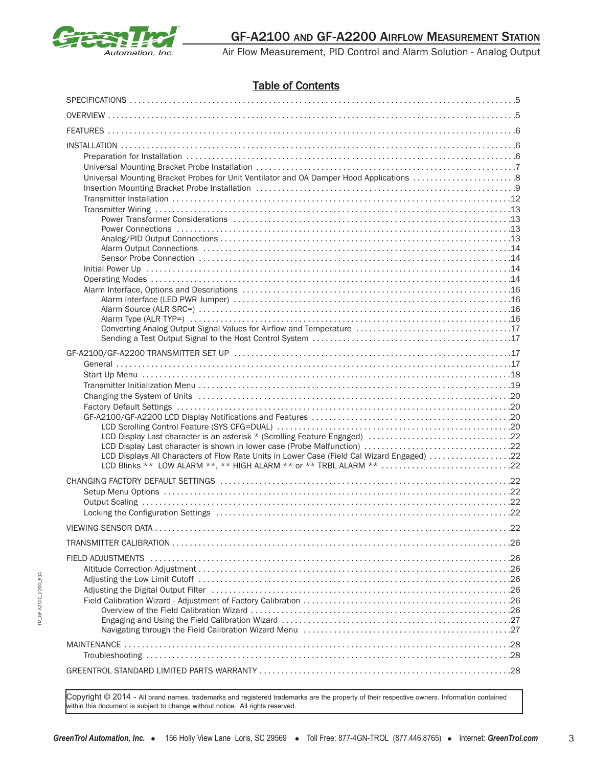## Table of Contents

- SPECIFICATIONS ........ 5
- OVERVIEW ........ 5
- FEATURES ........ 6
- INSTALLATION ........ 6
  - Preparation for Installation ........ 6
  - Universal Mounting Bracket Probe Installation ........ 7
  - Universal Mounting Bracket Probes for Unit Ventilator and OA Damper Hood Applications ........ 8
  - Insertion Mounting Bracket Probe Installation ........ 9
  - Transmitter Installation ........ 12
  - Transmitter Wiring ........ 13
    - Power Transformer Considerations ........ 13
    - Power Connections ........ 13
    - Analog/PID Output Connections ........ 13
    - Alarm Output Connections ........ 14
    - Sensor Probe Connection ........ 14
  - Initial Power Up ........ 14
  - Operating Modes ........ 14
  - Alarm Interface, Options and Descriptions ........ 16
    - Alarm Interface (LED PWR Jumper) ........ 16
    - Alarm Source (ALR SRC=) ........ 16
    - Alarm Type (ALR TYP=) ........ 16
    - Converting Analog Output Signal Values for Airflow and Temperature ........ 17
    - Sending a Test Output Signal to the Host Control System ........ 17
- GF-A2100/GF-A2200 TRANSMITTER SET UP ........ 17
  - General ........ 17
  - Start Up Menu ........ 18
  - Transmitter Initialization Menu ........ 19
  - Changing the System of Units ........ 20
  - Factory Default Settings ........ 20
  - GF-A2100/GF-A2200 LCD Display Notifications and Features ........ 20
    - LCD Scrolling Control Feature (SYS CFG=DUAL) ........ 20
    - LCD Display Last character is an asterisk * (Scrolling Feature Engaged) ........ 22
    - LCD Display Last character is shown in lower case (Probe Malfunction) ........ 22
    - LCD Displays All Characters of Flow Rate Units in Lower Case (Field Cal Wizard Engaged) ........ 22
    - LCD Blinks ** LOW ALARM **, ** HIGH ALARM ** or ** TRBL ALARM ** ........ 22
- CHANGING FACTORY DEFAULT SETTINGS ........ 22
  - Setup Menu Options ........ 22
  - Output Scaling ........ 22
  - Locking the Configuration Settings ........ 22
- VIEWING SENSOR DATA ........ 22
- TRANSMITTER CALIBRATION ........ 26
- FIELD ADJUSTMENTS ........ 26
  - Altitude Correction Adjustment ........ 26
  - Adjusting the Low Limit Cutoff ........ 26
  - Adjusting the Digital Output Filter ........ 26
  - Field Calibration Wizard - Adjustment of Factory Calibration ........ 26
    - Overview of the Field Calibration Wizard ........ 26
    - Engaging and Using the Field Calibration Wizard ........ 27
    - Navigating through the Field Calibration Wizard Menu ........ 27
- MAINTENANCE ........ 28
  - Troubleshooting ........ 28
- GREENTROL STANDARD LIMITED PARTS WARRANTY ........ 28

Copyright © 2014 - All brand names, trademarks and registered trademarks are the property of their respective owners. Information contained within this document is subject to change without notice. All rights reserved.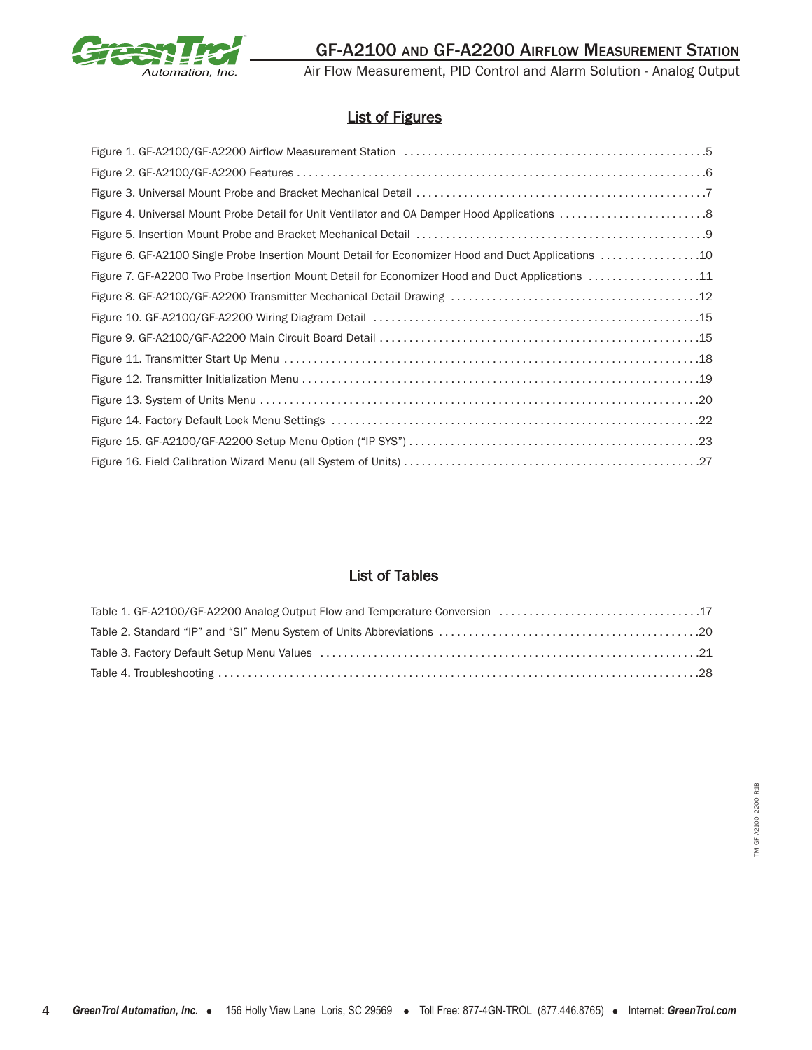## List of Figures

Figure 1. GF-A2100/GF-A2200 Airflow Measurement Station ....................................................5
Figure 2. GF-A2100/GF-A2200 Features ....................................................................................6
Figure 3. Universal Mount Probe and Bracket Mechanical Detail ..............................................7
Figure 4. Universal Mount Probe Detail for Unit Ventilator and OA Damper Hood Applications ..........8
Figure 5. Insertion Mount Probe and Bracket Mechanical Detail ..............................................9
Figure 6. GF-A2100 Single Probe Insertion Mount Detail for Economizer Hood and Duct Applications ..........10
Figure 7. GF-A2200 Two Probe Insertion Mount Detail for Economizer Hood and Duct Applications ..........11
Figure 8. GF-A2100/GF-A2200 Transmitter Mechanical Detail Drawing ....................................12
Figure 10. GF-A2100/GF-A2200 Wiring Diagram Detail ..........................................................15
Figure 9. GF-A2100/GF-A2200 Main Circuit Board Detail ......................................................15
Figure 11. Transmitter Start Up Menu ....................................................................................18
Figure 12. Transmitter Initialization Menu ..............................................................................19
Figure 13. System of Units Menu ............................................................................................20
Figure 14. Factory Default Lock Menu Settings ......................................................................22
Figure 15. GF-A2100/GF-A2200 Setup Menu Option (“IP SYS”) ..............................................23
Figure 16. Field Calibration Wizard Menu (all System of Units) ...............................................27

## List of Tables

Table 1. GF-A2100/GF-A2200 Analog Output Flow and Temperature Conversion ........................17
Table 2. Standard “IP” and “SI” Menu System of Units Abbreviations ........................................20
Table 3. Factory Default Setup Menu Values ..........................................................................21
Table 4. Troubleshooting .......................................................................................................28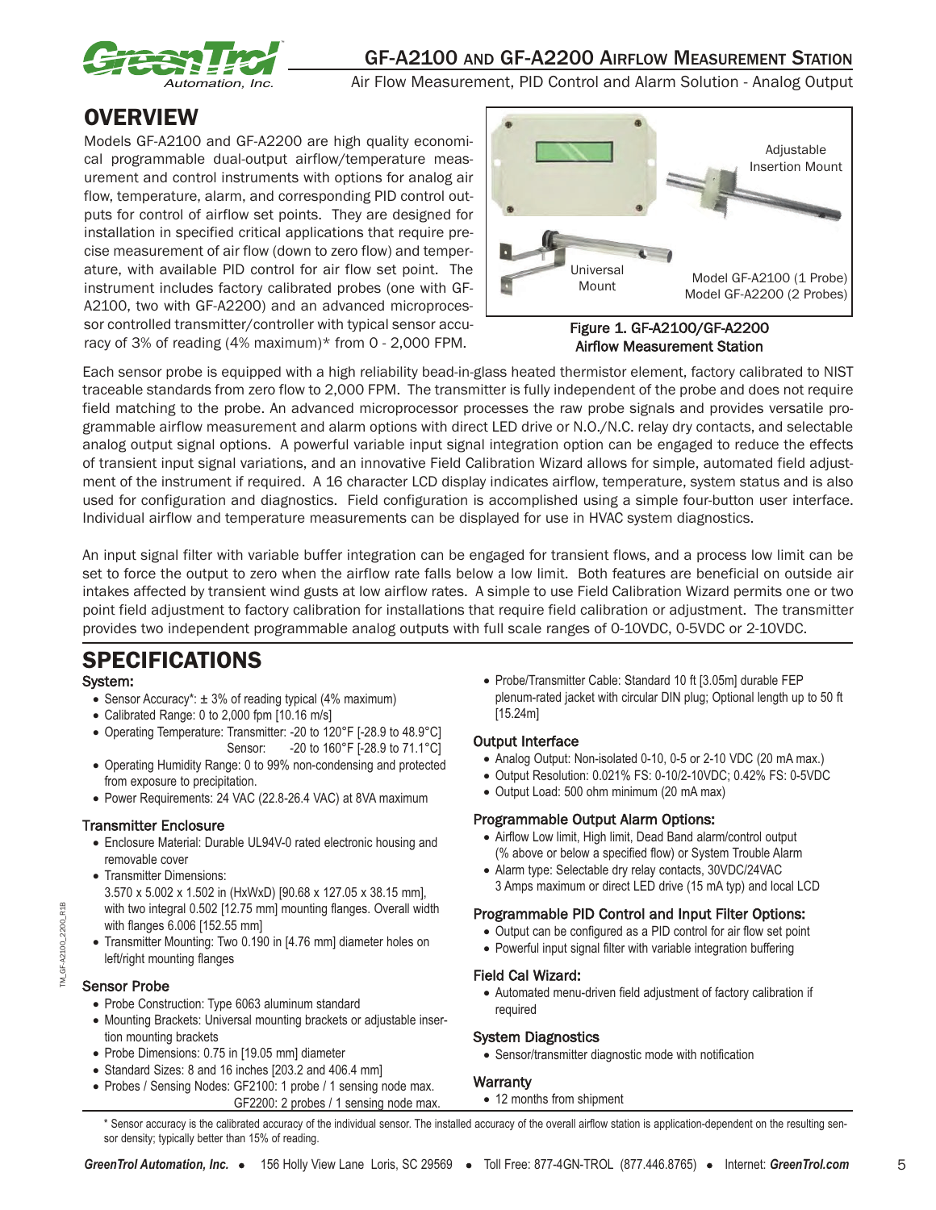# GF-A2100 and GF-A2200 Airflow Measurement Station

Air Flow Measurement, PID Control and Alarm Solution - Analog Output

## OVERVIEW

Models GF-A2100 and GF-A2200 are high quality economical programmable dual-output airflow/temperature measurement and control instruments with options for analog air flow, temperature, alarm, and corresponding PID control outputs for control of airflow set points. They are designed for installation in specified critical applications that require precise measurement of air flow (down to zero flow) and temperature, with available PID control for air flow set point. The instrument includes factory calibrated probes (one with GF-A2100, two with GF-A2200) and an advanced microprocessor controlled transmitter/controller with typical sensor accuracy of 3% of reading (4% maximum)* from 0 - 2,000 FPM.

Adjustable Insertion Mount

Universal Mount

Model GF-A2100 (1 Probe)
Model GF-A2200 (2 Probes)

**Figure 1. GF-A2100/GF-A2200 Airflow Measurement Station**

Each sensor probe is equipped with a high reliability bead-in-glass heated thermistor element, factory calibrated to NIST traceable standards from zero flow to 2,000 FPM. The transmitter is fully independent of the probe and does not require field matching to the probe. An advanced microprocessor processes the raw probe signals and provides versatile programmable airflow measurement and alarm options with direct LED drive or N.O./N.C. relay dry contacts, and selectable analog output signal options. A powerful variable input signal integration option can be engaged to reduce the effects of transient input signal variations, and an innovative Field Calibration Wizard allows for simple, automated field adjustment of the instrument if required. A 16 character LCD display indicates airflow, temperature, system status and is also used for configuration and diagnostics. Field configuration is accomplished using a simple four-button user interface. Individual airflow and temperature measurements can be displayed for use in HVAC system diagnostics.

An input signal filter with variable buffer integration can be engaged for transient flows, and a process low limit can be set to force the output to zero when the airflow rate falls below a low limit. Both features are beneficial on outside air intakes affected by transient wind gusts at low airflow rates. A simple to use Field Calibration Wizard permits one or two point field adjustment to factory calibration for installations that require field calibration or adjustment. The transmitter provides two independent programmable analog outputs with full scale ranges of 0-10VDC, 0-5VDC or 2-10VDC.

## SPECIFICATIONS

### System:

- Sensor Accuracy*: ± 3% of reading typical (4% maximum)
- Calibrated Range: 0 to 2,000 fpm [10.16 m/s]
- Operating Temperature: Transmitter: -20 to 120°F [-28.9 to 48.9°C]
  Sensor: -20 to 160°F [-28.9 to 71.1°C]
- Operating Humidity Range: 0 to 99% non-condensing and protected from exposure to precipitation.
- Power Requirements: 24 VAC (22.8-26.4 VAC) at 8VA maximum

### Transmitter Enclosure

- Enclosure Material: Durable UL94V-0 rated electronic housing and removable cover
- Transmitter Dimensions:
  3.570 x 5.002 x 1.502 in (HxWxD) [90.68 x 127.05 x 38.15 mm], with two integral 0.502 [12.75 mm] mounting flanges. Overall width with flanges 6.006 [152.55 mm]
- Transmitter Mounting: Two 0.190 in [4.76 mm] diameter holes on left/right mounting flanges

### Sensor Probe

- Probe Construction: Type 6063 aluminum standard
- Mounting Brackets: Universal mounting brackets or adjustable insertion mounting brackets
- Probe Dimensions: 0.75 in [19.05 mm] diameter
- Standard Sizes: 8 and 16 inches [203.2 and 406.4 mm]
- Probes / Sensing Nodes: GF2100: 1 probe / 1 sensing node max.
  GF2200: 2 probes / 1 sensing node max.
- Probe/Transmitter Cable: Standard 10 ft [3.05m] durable FEP plenum-rated jacket with circular DIN plug; Optional length up to 50 ft [15.24m]

### Output Interface

- Analog Output: Non-isolated 0-10, 0-5 or 2-10 VDC (20 mA max.)
- Output Resolution: 0.021% FS: 0-10/2-10VDC; 0.42% FS: 0-5VDC
- Output Load: 500 ohm minimum (20 mA max)

### Programmable Output Alarm Options:

- Airflow Low limit, High limit, Dead Band alarm/control output (% above or below a specified flow) or System Trouble Alarm
- Alarm type: Selectable dry relay contacts, 30VDC/24VAC 3 Amps maximum or direct LED drive (15 mA typ) and local LCD

### Programmable PID Control and Input Filter Options:

- Output can be configured as a PID control for air flow set point
- Powerful input signal filter with variable integration buffering

### Field Cal Wizard:

- Automated menu-driven field adjustment of factory calibration if required

### System Diagnostics

- Sensor/transmitter diagnostic mode with notification

### Warranty

- 12 months from shipment

\* Sensor accuracy is the calibrated accuracy of the individual sensor. The installed accuracy of the overall airflow station is application-dependent on the resulting sensor density; typically better than 15% of reading.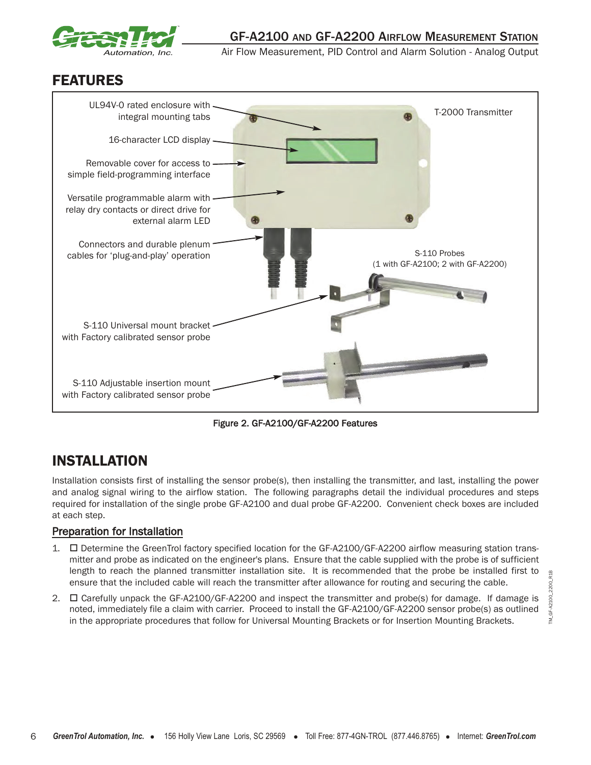# FEATURES

UL94V-0 rated enclosure with integral mounting tabs

16-character LCD display

Removable cover for access to simple field-programming interface

Versatile programmable alarm with relay dry contacts or direct drive for external alarm LED

Connectors and durable plenum cables for 'plug-and-play' operation

S-110 Universal mount bracket with Factory calibrated sensor probe

S-110 Adjustable insertion mount with Factory calibrated sensor probe

T-2000 Transmitter

S-110 Probes (1 with GF-A2100; 2 with GF-A2200)

Figure 2. GF-A2100/GF-A2200 Features

# INSTALLATION

Installation consists first of installing the sensor probe(s), then installing the transmitter, and last, installing the power and analog signal wiring to the airflow station. The following paragraphs detail the individual procedures and steps required for installation of the single probe GF-A2100 and dual probe GF-A2200. Convenient check boxes are included at each step.

## Preparation for Installation

1. ☐ Determine the GreenTrol factory specified location for the GF-A2100/GF-A2200 airflow measuring station transmitter and probe as indicated on the engineer's plans. Ensure that the cable supplied with the probe is of sufficient length to reach the planned transmitter installation site. It is recommended that the probe be installed first to ensure that the included cable will reach the transmitter after allowance for routing and securing the cable.
2. ☐ Carefully unpack the GF-A2100/GF-A2200 and inspect the transmitter and probe(s) for damage. If damage is noted, immediately file a claim with carrier. Proceed to install the GF-A2100/GF-A2200 sensor probe(s) as outlined in the appropriate procedures that follow for Universal Mounting Brackets or for Insertion Mounting Brackets.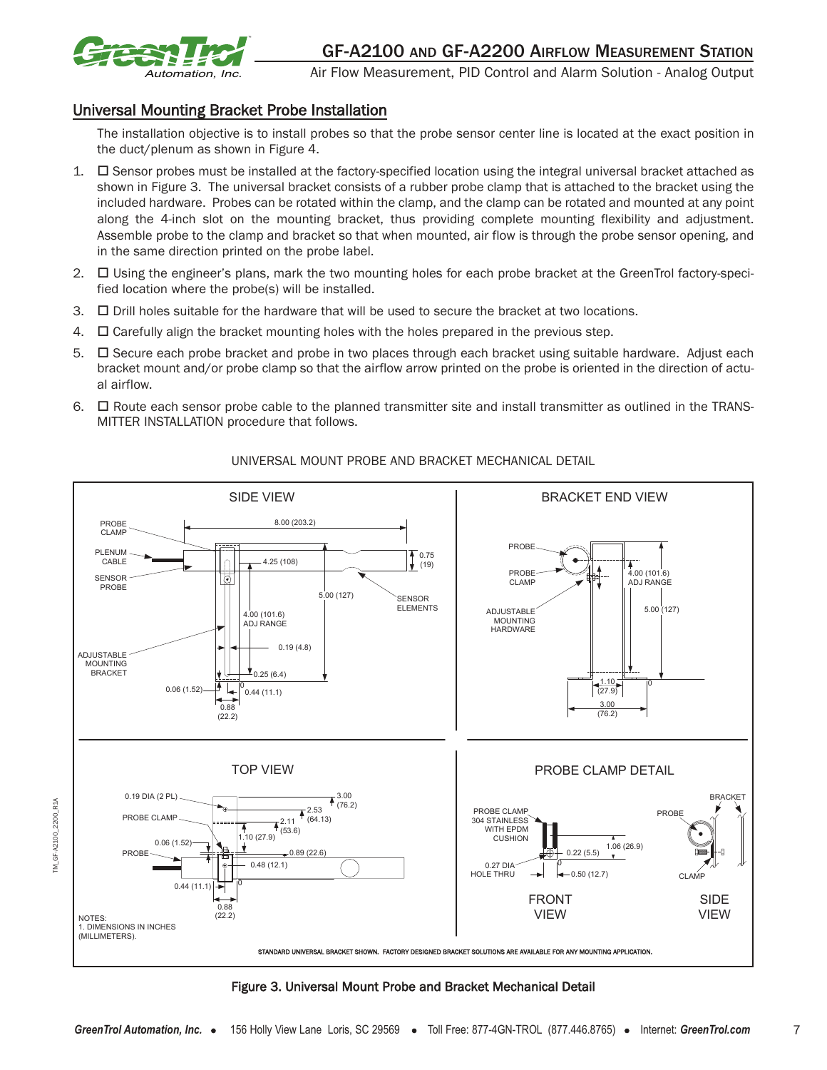## Universal Mounting Bracket Probe Installation

The installation objective is to install probes so that the probe sensor center line is located at the exact position in the duct/plenum as shown in Figure 4.

1. ☐ Sensor probes must be installed at the factory-specified location using the integral universal bracket attached as shown in Figure 3. The universal bracket consists of a rubber probe clamp that is attached to the bracket using the included hardware. Probes can be rotated within the clamp, and the clamp can be rotated and mounted at any point along the 4-inch slot on the mounting bracket, thus providing complete mounting flexibility and adjustment. Assemble probe to the clamp and bracket so that when mounted, air flow is through the probe sensor opening, and in the same direction printed on the probe label.
2. ☐ Using the engineer's plans, mark the two mounting holes for each probe bracket at the GreenTrol factory-specified location where the probe(s) will be installed.
3. ☐ Drill holes suitable for the hardware that will be used to secure the bracket at two locations.
4. ☐ Carefully align the bracket mounting holes with the holes prepared in the previous step.
5. ☐ Secure each probe bracket and probe in two places through each bracket using suitable hardware. Adjust each bracket mount and/or probe clamp so that the airflow arrow printed on the probe is oriented in the direction of actual airflow.
6. ☐ Route each sensor probe cable to the planned transmitter site and install transmitter as outlined in the TRANSMITTER INSTALLATION procedure that follows.

UNIVERSAL MOUNT PROBE AND BRACKET MECHANICAL DETAIL

SIDE VIEW — PROBE CLAMP; PLENUM CABLE; SENSOR PROBE; ADJUSTABLE MOUNTING BRACKET; SENSOR ELEMENTS; 8.00 (203.2); 0.75 (19); 4.25 (108); 5.00 (127); 4.00 (101.6) ADJ RANGE; 0.19 (4.8); 0.25 (6.4); 0.06 (1.52); 0.44 (11.1); 0.88 (22.2)

BRACKET END VIEW — PROBE; PROBE CLAMP; ADJUSTABLE MOUNTING HARDWARE; 4.00 (101.6) ADJ RANGE; 5.00 (127); 1.10 (27.9); 3.00 (76.2)

TOP VIEW — 0.19 DIA (2 PL); PROBE CLAMP; PROBE; 3.00 (76.2); 2.53 (64.13); 2.11 (53.6); 1.10 (27.9); 0.06 (1.52); 0.89 (22.6); 0.48 (12.1); 0.44 (11.1); 0.88 (22.2)

PROBE CLAMP DETAIL — PROBE CLAMP 304 STAINLESS WITH EPDM CUSHION; 0.27 DIA HOLE THRU; 1.06 (26.9); 0.22 (5.5); 0.50 (12.7); FRONT VIEW; BRACKET; PROBE; CLAMP; SIDE VIEW

NOTES:
1. DIMENSIONS IN INCHES (MILLIMETERS).

STANDARD UNIVERSAL BRACKET SHOWN. FACTORY DESIGNED BRACKET SOLUTIONS ARE AVAILABLE FOR ANY MOUNTING APPLICATION.

**Figure 3. Universal Mount Probe and Bracket Mechanical Detail**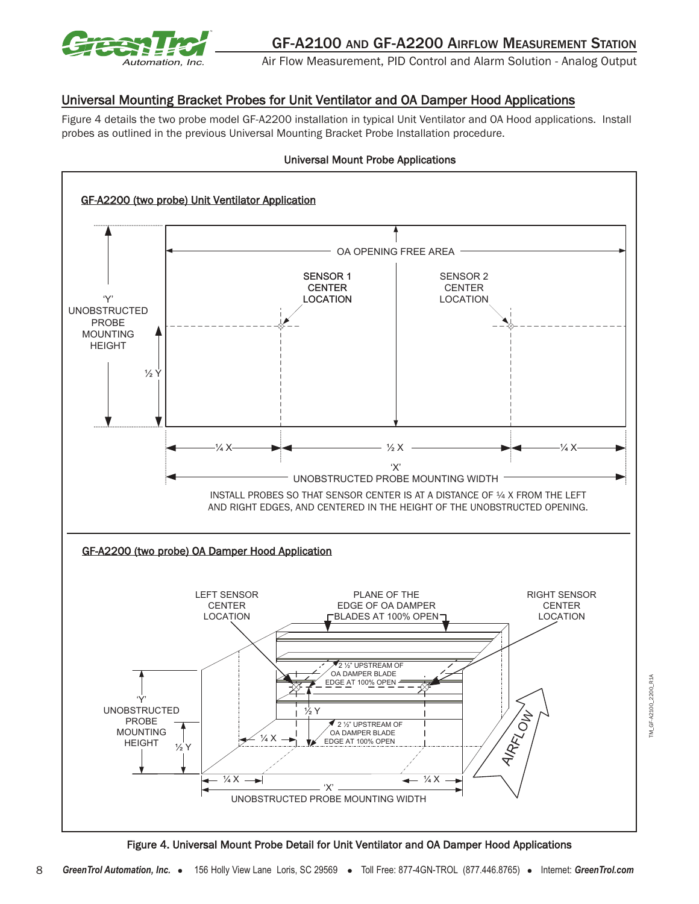## Universal Mounting Bracket Probes for Unit Ventilator and OA Damper Hood Applications

Figure 4 details the two probe model GF-A2200 installation in typical Unit Ventilator and OA Hood applications. Install probes as outlined in the previous Universal Mounting Bracket Probe Installation procedure.

**Universal Mount Probe Applications**

**GF-A2200 (two probe) Unit Ventilator Application**

OA OPENING FREE AREA

SENSOR 1 CENTER LOCATION

SENSOR 2 CENTER LOCATION

'Y' UNOBSTRUCTED PROBE MOUNTING HEIGHT

½ Y

¼ X — ½ X — ¼ X

'X' UNOBSTRUCTED PROBE MOUNTING WIDTH

INSTALL PROBES SO THAT SENSOR CENTER IS AT A DISTANCE OF ¼ X FROM THE LEFT AND RIGHT EDGES, AND CENTERED IN THE HEIGHT OF THE UNOBSTRUCTED OPENING.

**GF-A2200 (two probe) OA Damper Hood Application**

LEFT SENSOR CENTER LOCATION

PLANE OF THE EDGE OF OA DAMPER BLADES AT 100% OPEN

RIGHT SENSOR CENTER LOCATION

2 ½" UPSTREAM OF OA DAMPER BLADE EDGE AT 100% OPEN

2 ½" UPSTREAM OF OA DAMPER BLADE EDGE AT 100% OPEN

'Y' UNOBSTRUCTED PROBE MOUNTING HEIGHT

½ Y

¼ X

'X' UNOBSTRUCTED PROBE MOUNTING WIDTH

AIRFLOW

TM_GF-A2100_2200_R1A

**Figure 4. Universal Mount Probe Detail for Unit Ventilator and OA Damper Hood Applications**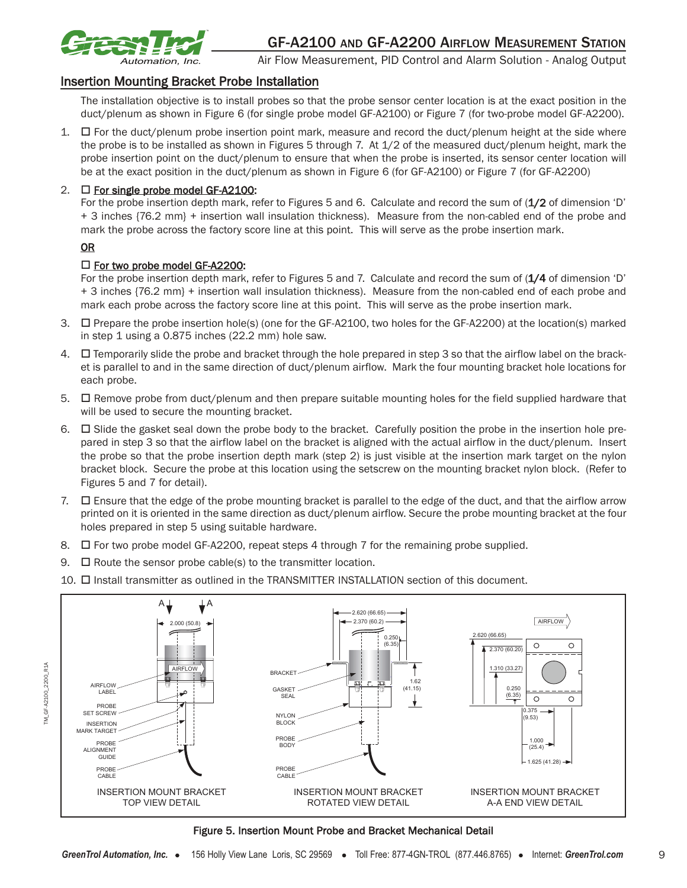## Insertion Mounting Bracket Probe Installation

The installation objective is to install probes so that the probe sensor center location is at the exact position in the duct/plenum as shown in Figure 6 (for single probe model GF-A2100) or Figure 7 (for two-probe model GF-A2200).

1. ☐ For the duct/plenum probe insertion point mark, measure and record the duct/plenum height at the side where the probe is to be installed as shown in Figures 5 through 7. At 1/2 of the measured duct/plenum height, mark the probe insertion point on the duct/plenum to ensure that when the probe is inserted, its sensor center location will be at the exact position in the duct/plenum as shown in Figure 6 (for GF-A2100) or Figure 7 (for GF-A2200)

2. ☐ <u>For single probe model GF-A2100</u>:
   For the probe insertion depth mark, refer to Figures 5 and 6. Calculate and record the sum of (**1/2** of dimension 'D' + 3 inches {76.2 mm} + insertion wall insulation thickness). Measure from the non-cabled end of the probe and mark the probe across the factory score line at this point. This will serve as the probe insertion mark.

   <u>OR</u>

   ☐ <u>For two probe model GF-A2200</u>:
   For the probe insertion depth mark, refer to Figures 5 and 7. Calculate and record the sum of (**1/4** of dimension 'D' + 3 inches {76.2 mm} + insertion wall insulation thickness). Measure from the non-cabled end of each probe and mark each probe across the factory score line at this point. This will serve as the probe insertion mark.

3. ☐ Prepare the probe insertion hole(s) (one for the GF-A2100, two holes for the GF-A2200) at the location(s) marked in step 1 using a 0.875 inches (22.2 mm) hole saw.

4. ☐ Temporarily slide the probe and bracket through the hole prepared in step 3 so that the airflow label on the bracket is parallel to and in the same direction of duct/plenum airflow. Mark the four mounting bracket hole locations for each probe.

5. ☐ Remove probe from duct/plenum and then prepare suitable mounting holes for the field supplied hardware that will be used to secure the mounting bracket.

6. ☐ Slide the gasket seal down the probe body to the bracket. Carefully position the probe in the insertion hole prepared in step 3 so that the airflow label on the bracket is aligned with the actual airflow in the duct/plenum. Insert the probe so that the probe insertion depth mark (step 2) is just visible at the insertion mark target on the nylon bracket block. Secure the probe at this location using the setscrew on the mounting bracket nylon block. (Refer to Figures 5 and 7 for detail).

7. ☐ Ensure that the edge of the probe mounting bracket is parallel to the edge of the duct, and that the airflow arrow printed on it is oriented in the same direction as duct/plenum airflow. Secure the probe mounting bracket at the four holes prepared in step 5 using suitable hardware.

8. ☐ For two probe model GF-A2200, repeat steps 4 through 7 for the remaining probe supplied.

9. ☐ Route the sensor probe cable(s) to the transmitter location.

10. ☐ Install transmitter as outlined in the TRANSMITTER INSTALLATION section of this document.

INSERTION MOUNT BRACKET TOP VIEW DETAIL — AIRFLOW LABEL, PROBE SET SCREW, INSERTION MARK TARGET, PROBE ALIGNMENT GUIDE, PROBE CABLE; 2.000 (50.8); A A

INSERTION MOUNT BRACKET ROTATED VIEW DETAIL — BRACKET, GASKET SEAL, NYLON BLOCK, PROBE BODY, PROBE CABLE; 2.620 (66.65), 2.370 (60.2), 0.250 (6.35), 1.62 (41.15)

INSERTION MOUNT BRACKET A-A END VIEW DETAIL — AIRFLOW; 2.620 (66.65), 2.370 (60.20), 1.310 (33.27), 0.250 (6.35), 0.375 (9.53), 1.000 (25.4), 1.625 (41.28)

**Figure 5. Insertion Mount Probe and Bracket Mechanical Detail**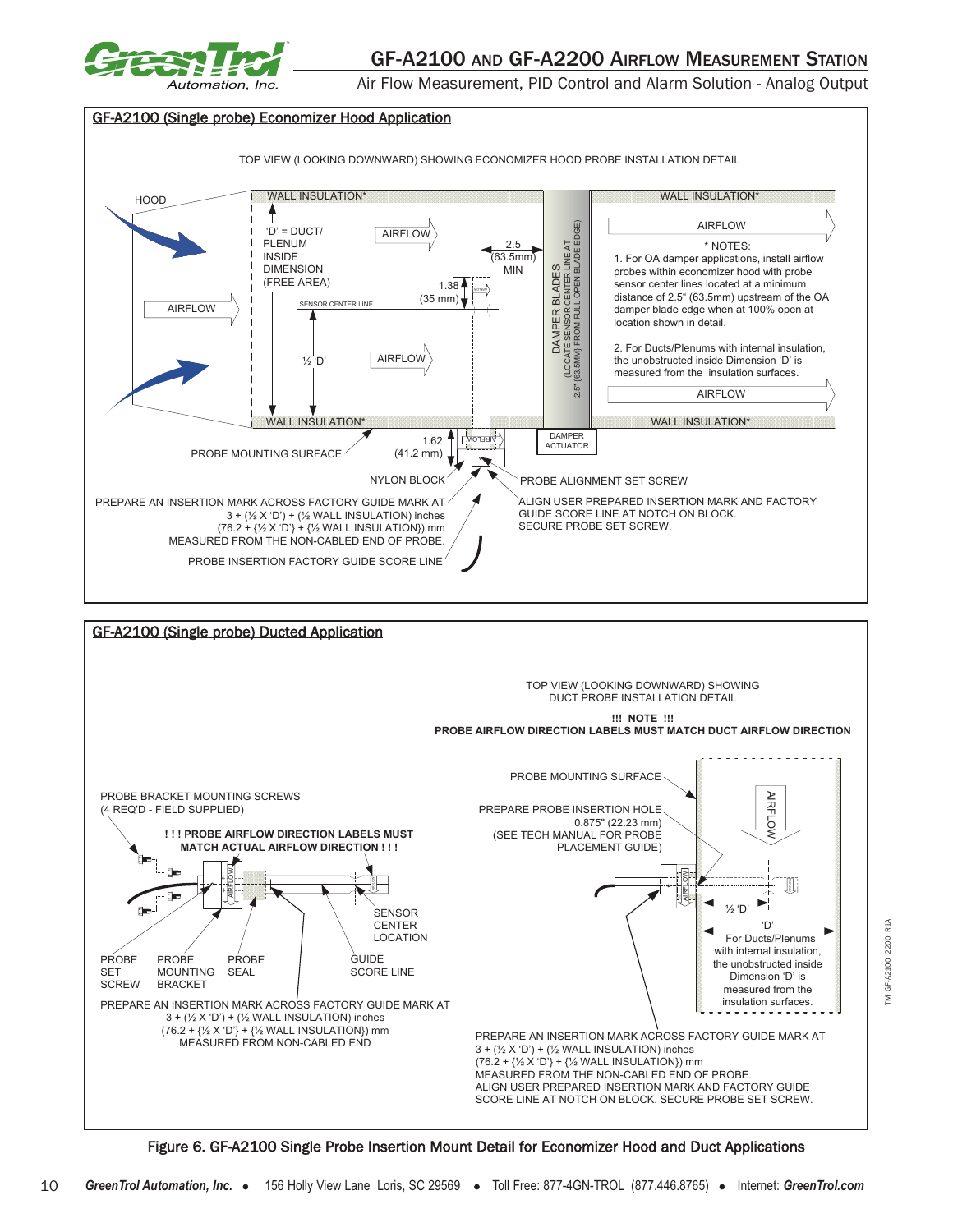## GF-A2100 (Single probe) Economizer Hood Application

TOP VIEW (LOOKING DOWNWARD) SHOWING ECONOMIZER HOOD PROBE INSTALLATION DETAIL

HOOD

WALL INSULATION*

'D' = DUCT/ PLENUM INSIDE DIMENSION (FREE AREA)

AIRFLOW

2.5 (63.5mm) MIN

1.38 (35 mm)

SENSOR CENTER LINE

½ 'D'

DAMPER BLADES (LOCATE SENSOR CENTER LINE AT 2.5" (63.5MM) FROM FULL OPEN BLADE EDGE)

* NOTES:

1. For OA damper applications, install airflow probes within economizer hood with probe sensor center lines located at a minimum distance of 2.5" (63.5mm) upstream of the OA damper blade edge when at 100% open at location shown in detail.

2. For Ducts/Plenums with internal insulation, the unobstructed inside Dimension 'D' is measured from the insulation surfaces.

1.62 (41.2 mm)

PROBE MOUNTING SURFACE

DAMPER ACTUATOR

NYLON BLOCK

PROBE ALIGNMENT SET SCREW

PREPARE AN INSERTION MARK ACROSS FACTORY GUIDE MARK AT 3 + (½ X 'D') + (½ WALL INSULATION) inches (76.2 + {½ X 'D'} + {½ WALL INSULATION}) mm MEASURED FROM THE NON-CABLED END OF PROBE.

ALIGN USER PREPARED INSERTION MARK AND FACTORY GUIDE SCORE LINE AT NOTCH ON BLOCK. SECURE PROBE SET SCREW.

PROBE INSERTION FACTORY GUIDE SCORE LINE

## GF-A2100 (Single probe) Ducted Application

TOP VIEW (LOOKING DOWNWARD) SHOWING DUCT PROBE INSTALLATION DETAIL

**!!! NOTE !!!**
**PROBE AIRFLOW DIRECTION LABELS MUST MATCH DUCT AIRFLOW DIRECTION**

PROBE MOUNTING SURFACE

PROBE BRACKET MOUNTING SCREWS (4 REQ'D - FIELD SUPPLIED)

PREPARE PROBE INSERTION HOLE 0.875" (22.23 mm) (SEE TECH MANUAL FOR PROBE PLACEMENT GUIDE)

AIRFLOW

**! ! ! PROBE AIRFLOW DIRECTION LABELS MUST MATCH ACTUAL AIRFLOW DIRECTION ! ! !**

SENSOR CENTER LOCATION

½ 'D'

'D'

For Ducts/Plenums with internal insulation, the unobstructed inside Dimension 'D' is measured from the insulation surfaces.

PROBE SET SCREW

PROBE MOUNTING BRACKET

PROBE SEAL

GUIDE SCORE LINE

PREPARE AN INSERTION MARK ACROSS FACTORY GUIDE MARK AT 3 + (½ X 'D') + (½ WALL INSULATION) inches (76.2 + {½ X 'D'} + {½ WALL INSULATION}) mm MEASURED FROM NON-CABLED END

PREPARE AN INSERTION MARK ACROSS FACTORY GUIDE MARK AT 3 + (½ X 'D') + (½ WALL INSULATION) inches (76.2 + {½ X 'D'} + {½ WALL INSULATION}) mm MEASURED FROM THE NON-CABLED END OF PROBE. ALIGN USER PREPARED INSERTION MARK AND FACTORY GUIDE SCORE LINE AT NOTCH ON BLOCK. SECURE PROBE SET SCREW.

Figure 6. GF-A2100 Single Probe Insertion Mount Detail for Economizer Hood and Duct Applications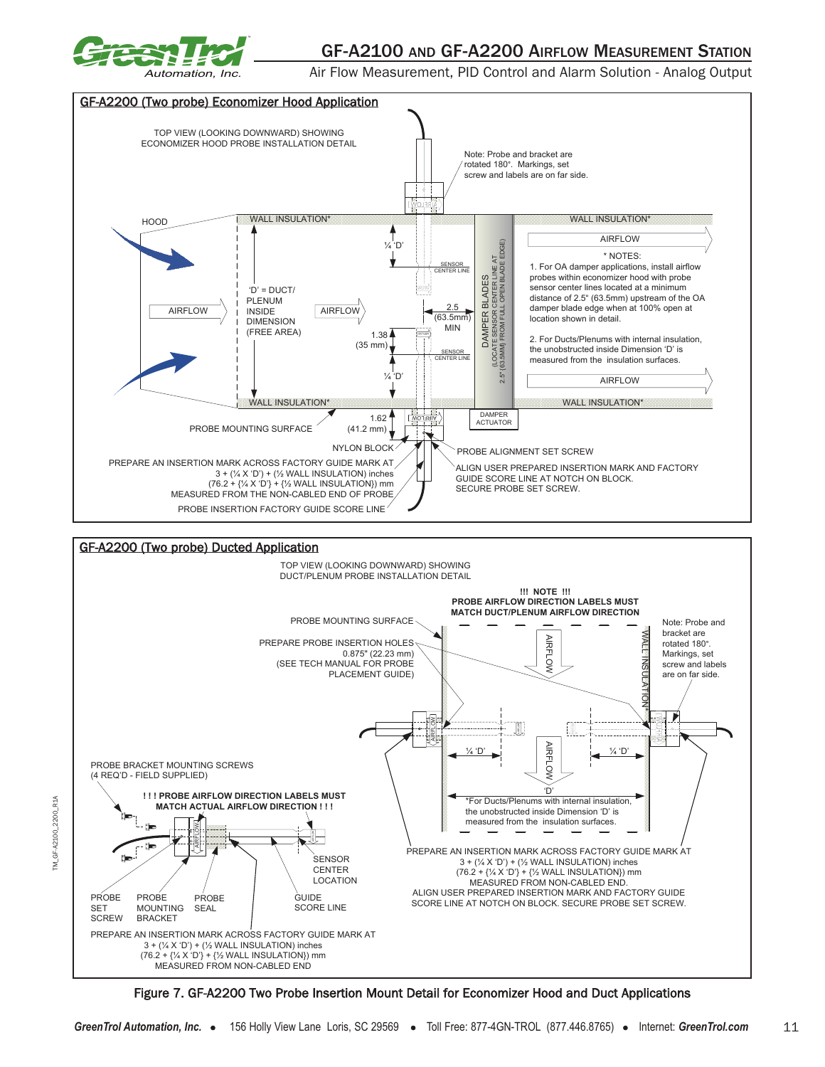## GF-A2200 (Two probe) Economizer Hood Application

TOP VIEW (LOOKING DOWNWARD) SHOWING ECONOMIZER HOOD PROBE INSTALLATION DETAIL

Note: Probe and bracket are rotated 180°. Markings, set screw and labels are on far side.

HOOD

WALL INSULATION*

AIRFLOW

¼ 'D'

SENSOR CENTER LINE

'D' = DUCT/ PLENUM INSIDE DIMENSION (FREE AREA)

2.5 (63.5mm) MIN

1.38 (35 mm)

DAMPER BLADES (LOCATE SENSOR CENTER LINE AT 2.5" (63.5MM) FROM FULL OPEN BLADE EDGE)

\* NOTES:

1. For OA damper applications, install airflow probes within economizer hood with probe sensor center lines located at a minimum distance of 2.5" (63.5mm) upstream of the OA damper blade edge when at 100% open at location shown in detail.

2. For Ducts/Plenums with internal insulation, the unobstructed inside Dimension 'D' is measured from the insulation surfaces.

DAMPER ACTUATOR

PROBE MOUNTING SURFACE

1.62 (41.2 mm)

NYLON BLOCK

PROBE ALIGNMENT SET SCREW

PREPARE AN INSERTION MARK ACROSS FACTORY GUIDE MARK AT 3 + (¼ X 'D') + (½ WALL INSULATION) inches (76.2 + {¼ X 'D'} + {½ WALL INSULATION}) mm MEASURED FROM THE NON-CABLED END OF PROBE

ALIGN USER PREPARED INSERTION MARK AND FACTORY GUIDE SCORE LINE AT NOTCH ON BLOCK. SECURE PROBE SET SCREW.

PROBE INSERTION FACTORY GUIDE SCORE LINE

## GF-A2200 (Two probe) Ducted Application

TOP VIEW (LOOKING DOWNWARD) SHOWING DUCT/PLENUM PROBE INSTALLATION DETAIL

**!!! NOTE !!! PROBE AIRFLOW DIRECTION LABELS MUST MATCH DUCT/PLENUM AIRFLOW DIRECTION**

PROBE MOUNTING SURFACE

PREPARE PROBE INSERTION HOLES 0.875" (22.23 mm) (SEE TECH MANUAL FOR PROBE PLACEMENT GUIDE)

Note: Probe and bracket are rotated 180°. Markings, set screw and labels are on far side.

WALL INSULATION*

AIRFLOW

¼ 'D'

'D'

\*For Ducts/Plenums with internal insulation, the unobstructed inside Dimension 'D' is measured from the insulation surfaces.

PROBE BRACKET MOUNTING SCREWS (4 REQ'D - FIELD SUPPLIED)

**! ! ! PROBE AIRFLOW DIRECTION LABELS MUST MATCH ACTUAL AIRFLOW DIRECTION ! ! !**

SENSOR CENTER LOCATION

PROBE SET SCREW

PROBE MOUNTING BRACKET

PROBE SEAL

GUIDE SCORE LINE

PREPARE AN INSERTION MARK ACROSS FACTORY GUIDE MARK AT 3 + (¼ X 'D') + (½ WALL INSULATION) inches (76.2 + {¼ X 'D'} + {½ WALL INSULATION}) mm MEASURED FROM NON-CABLED END. ALIGN USER PREPARED INSERTION MARK AND FACTORY GUIDE SCORE LINE AT NOTCH ON BLOCK. SECURE PROBE SET SCREW.

PREPARE AN INSERTION MARK ACROSS FACTORY GUIDE MARK AT 3 + (¼ X 'D') + (½ WALL INSULATION) inches (76.2 + {¼ X 'D'} + {½ WALL INSULATION}) mm MEASURED FROM NON-CABLED END

Figure 7. GF-A2200 Two Probe Insertion Mount Detail for Economizer Hood and Duct Applications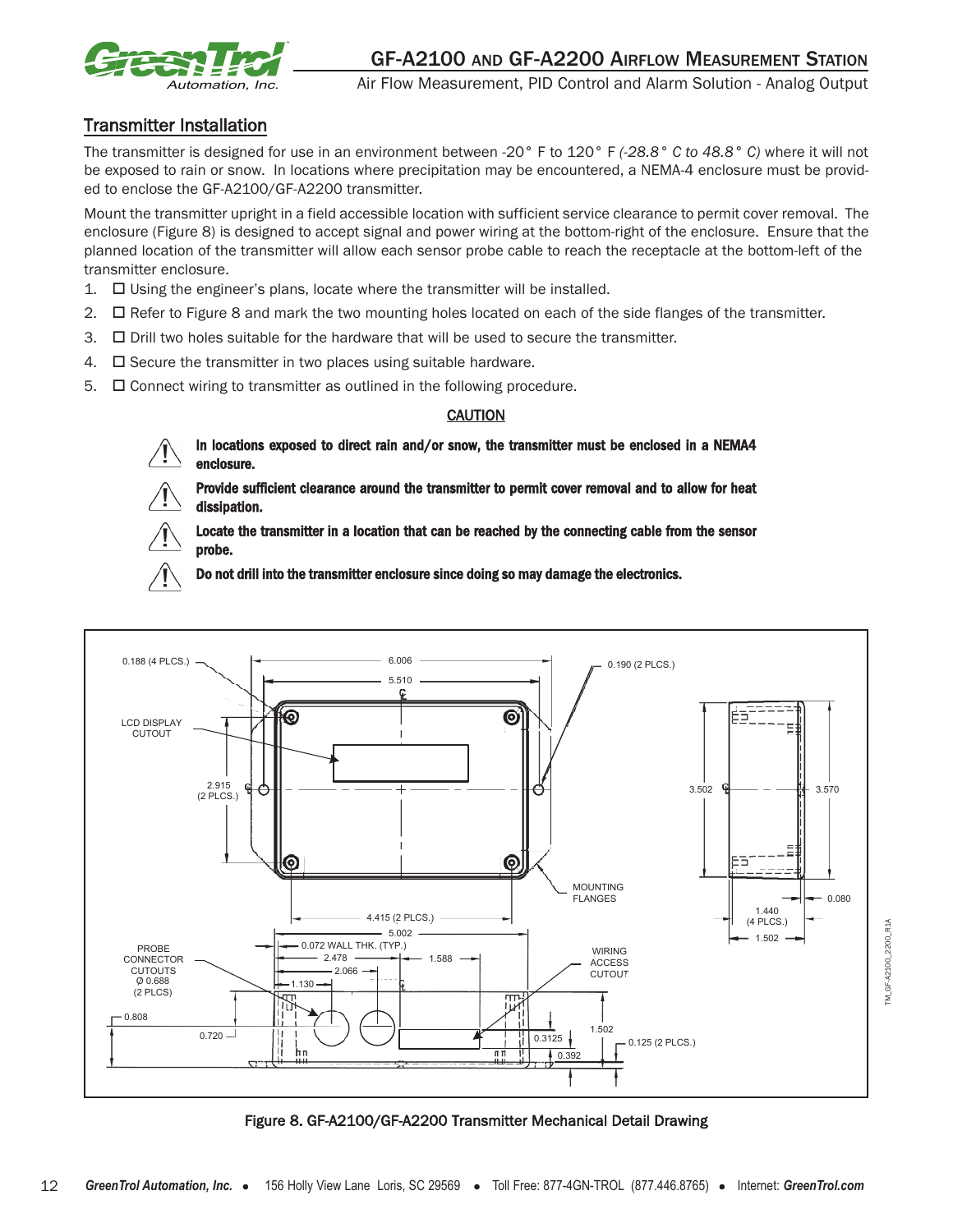## Transmitter Installation

The transmitter is designed for use in an environment between -20° F to 120° F *(-28.8° C to 48.8° C)* where it will not be exposed to rain or snow. In locations where precipitation may be encountered, a NEMA-4 enclosure must be provided to enclose the GF-A2100/GF-A2200 transmitter.

Mount the transmitter upright in a field accessible location with sufficient service clearance to permit cover removal. The enclosure (Figure 8) is designed to accept signal and power wiring at the bottom-right of the enclosure. Ensure that the planned location of the transmitter will allow each sensor probe cable to reach the receptacle at the bottom-left of the transmitter enclosure.

1. ☐ Using the engineer's plans, locate where the transmitter will be installed.
2. ☐ Refer to Figure 8 and mark the two mounting holes located on each of the side flanges of the transmitter.
3. ☐ Drill two holes suitable for the hardware that will be used to secure the transmitter.
4. ☐ Secure the transmitter in two places using suitable hardware.
5. ☐ Connect wiring to transmitter as outlined in the following procedure.

**CAUTION**

⚠ **In locations exposed to direct rain and/or snow, the transmitter must be enclosed in a NEMA4 enclosure.**

⚠ **Provide sufficient clearance around the transmitter to permit cover removal and to allow for heat dissipation.**

⚠ **Locate the transmitter in a location that can be reached by the connecting cable from the sensor probe.**

⚠ **Do not drill into the transmitter enclosure since doing so may damage the electronics.**

0.188 (4 PLCS.) 6.006 5.510 0.190 (2 PLCS.) LCD DISPLAY CUTOUT 2.915 (2 PLCS.) 3.502 3.570 MOUNTING FLANGES 0.080 1.440 (4 PLCS.) 1.502 4.415 (2 PLCS.) 5.002 0.072 WALL THK. (TYP.) 2.478 1.588 2.066 1.130 PROBE CONNECTOR CUTOUTS Ø 0.688 (2 PLCS) WIRING ACCESS CUTOUT 0.808 0.720 1.502 0.3125 0.125 (2 PLCS.) 0.392

TM_GF-A2100_2200_R1A

**Figure 8. GF-A2100/GF-A2200 Transmitter Mechanical Detail Drawing**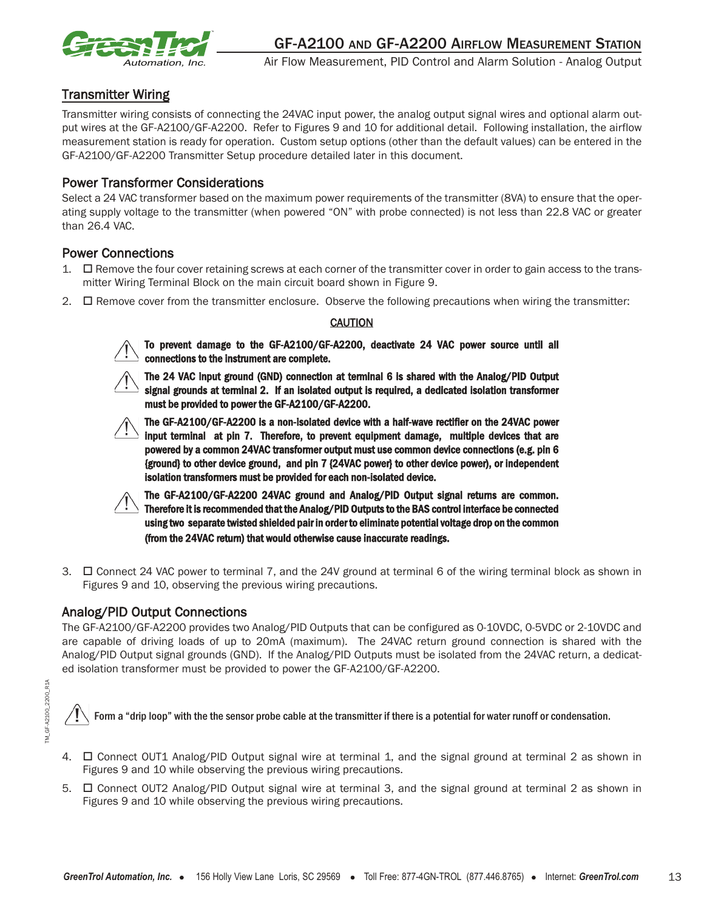## Transmitter Wiring

Transmitter wiring consists of connecting the 24VAC input power, the analog output signal wires and optional alarm output wires at the GF-A2100/GF-A2200. Refer to Figures 9 and 10 for additional detail. Following installation, the airflow measurement station is ready for operation. Custom setup options (other than the default values) can be entered in the GF-A2100/GF-A2200 Transmitter Setup procedure detailed later in this document.

### Power Transformer Considerations

Select a 24 VAC transformer based on the maximum power requirements of the transmitter (8VA) to ensure that the operating supply voltage to the transmitter (when powered "ON" with probe connected) is not less than 22.8 VAC or greater than 26.4 VAC.

### Power Connections

1. ☐ Remove the four cover retaining screws at each corner of the transmitter cover in order to gain access to the transmitter Wiring Terminal Block on the main circuit board shown in Figure 9.
2. ☐ Remove cover from the transmitter enclosure. Observe the following precautions when wiring the transmitter:

**CAUTION**

⚠ **To prevent damage to the GF-A2100/GF-A2200, deactivate 24 VAC power source until all connections to the instrument are complete.**

⚠ **The 24 VAC input ground (GND) connection at terminal 6 is shared with the Analog/PID Output signal grounds at terminal 2. If an isolated output is required, a dedicated isolation transformer must be provided to power the GF-A2100/GF-A2200.**

⚠ **The GF-A2100/GF-A2200 is a non-isolated device with a half-wave rectifier on the 24VAC power input terminal at pin 7. Therefore, to prevent equipment damage, multiple devices that are powered by a common 24VAC transformer output must use common device connections (e.g. pin 6 (ground) to other device ground, and pin 7 (24VAC power) to other device power), or independent isolation transformers must be provided for each non-isolated device.**

⚠ **The GF-A2100/GF-A2200 24VAC ground and Analog/PID Output signal returns are common. Therefore it is recommended that the Analog/PID Outputs to the BAS control interface be connected using two separate twisted shielded pair in order to eliminate potential voltage drop on the common (from the 24VAC return) that would otherwise cause inaccurate readings.**

3. ☐ Connect 24 VAC power to terminal 7, and the 24V ground at terminal 6 of the wiring terminal block as shown in Figures 9 and 10, observing the previous wiring precautions.

### Analog/PID Output Connections

The GF-A2100/GF-A2200 provides two Analog/PID Outputs that can be configured as 0-10VDC, 0-5VDC or 2-10VDC and are capable of driving loads of up to 20mA (maximum). The 24VAC return ground connection is shared with the Analog/PID Output signal grounds (GND). If the Analog/PID Outputs must be isolated from the 24VAC return, a dedicated isolation transformer must be provided to power the GF-A2100/GF-A2200.

⚠ **Form a "drip loop" with the the sensor probe cable at the transmitter if there is a potential for water runoff or condensation.**

4. ☐ Connect OUT1 Analog/PID Output signal wire at terminal 1, and the signal ground at terminal 2 as shown in Figures 9 and 10 while observing the previous wiring precautions.
5. ☐ Connect OUT2 Analog/PID Output signal wire at terminal 3, and the signal ground at terminal 2 as shown in Figures 9 and 10 while observing the previous wiring precautions.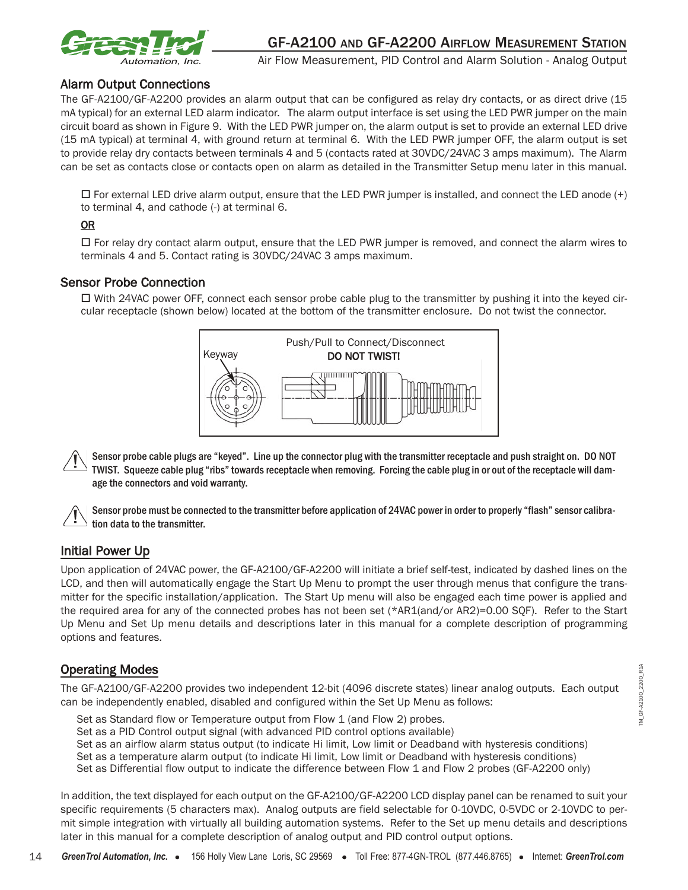## Alarm Output Connections

The GF-A2100/GF-A2200 provides an alarm output that can be configured as relay dry contacts, or as direct drive (15 mA typical) for an external LED alarm indicator. The alarm output interface is set using the LED PWR jumper on the main circuit board as shown in Figure 9. With the LED PWR jumper on, the alarm output is set to provide an external LED drive (15 mA typical) at terminal 4, with ground return at terminal 6. With the LED PWR jumper OFF, the alarm output is set to provide relay dry contacts between terminals 4 and 5 (contacts rated at 30VDC/24VAC 3 amps maximum). The Alarm can be set as contacts close or contacts open on alarm as detailed in the Transmitter Setup menu later in this manual.

☐ For external LED drive alarm output, ensure that the LED PWR jumper is installed, and connect the LED anode (+) to terminal 4, and cathode (-) at terminal 6.

**OR**

☐ For relay dry contact alarm output, ensure that the LED PWR jumper is removed, and connect the alarm wires to terminals 4 and 5. Contact rating is 30VDC/24VAC 3 amps maximum.

## Sensor Probe Connection

☐ With 24VAC power OFF, connect each sensor probe cable plug to the transmitter by pushing it into the keyed circular receptacle (shown below) located at the bottom of the transmitter enclosure. Do not twist the connector.

Keyway

Push/Pull to Connect/Disconnect
**DO NOT TWIST!**

⚠ **Sensor probe cable plugs are "keyed". Line up the connector plug with the transmitter receptacle and push straight on. DO NOT TWIST. Squeeze cable plug "ribs" towards receptacle when removing. Forcing the cable plug in or out of the receptacle will damage the connectors and void warranty.**

⚠ **Sensor probe must be connected to the transmitter before application of 24VAC power in order to properly "flash" sensor calibration data to the transmitter.**

## Initial Power Up

Upon application of 24VAC power, the GF-A2100/GF-A2200 will initiate a brief self-test, indicated by dashed lines on the LCD, and then will automatically engage the Start Up Menu to prompt the user through menus that configure the transmitter for the specific installation/application. The Start Up menu will also be engaged each time power is applied and the required area for any of the connected probes has not been set (*AR1(and/or AR2)=0.00 SQF). Refer to the Start Up Menu and Set Up menu details and descriptions later in this manual for a complete description of programming options and features.

## Operating Modes

The GF-A2100/GF-A2200 provides two independent 12-bit (4096 discrete states) linear analog outputs. Each output can be independently enabled, disabled and configured within the Set Up Menu as follows:

Set as Standard flow or Temperature output from Flow 1 (and Flow 2) probes.
Set as a PID Control output signal (with advanced PID control options available)
Set as an airflow alarm status output (to indicate Hi limit, Low limit or Deadband with hysteresis conditions)
Set as a temperature alarm output (to indicate Hi limit, Low limit or Deadband with hysteresis conditions)
Set as Differential flow output to indicate the difference between Flow 1 and Flow 2 probes (GF-A2200 only)

In addition, the text displayed for each output on the GF-A2100/GF-A2200 LCD display panel can be renamed to suit your specific requirements (5 characters max). Analog outputs are field selectable for 0-10VDC, 0-5VDC or 2-10VDC to permit simple integration with virtually all building automation systems. Refer to the Set up menu details and descriptions later in this manual for a complete description of analog output and PID control output options.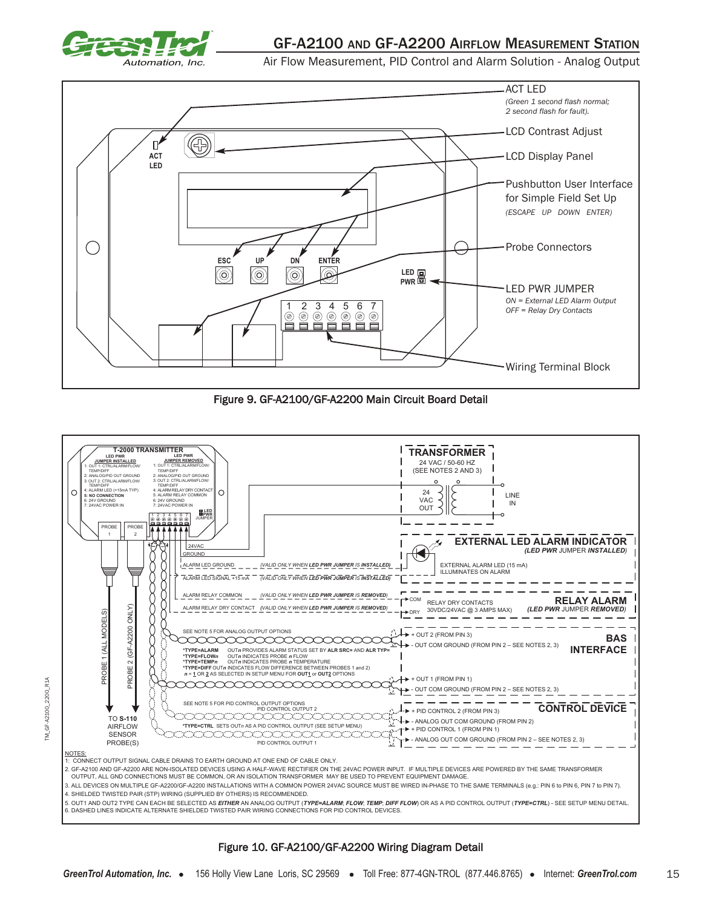# GF-A2100 and GF-A2200 Airflow Measurement Station

Air Flow Measurement, PID Control and Alarm Solution - Analog Output

ACT LED
*(Green 1 second flash normal; 2 second flash for fault).*

LCD Contrast Adjust

LCD Display Panel

Pushbutton User Interface for Simple Field Set Up
*(ESCAPE UP DOWN ENTER)*

Probe Connectors

LED PWR JUMPER
*ON = External LED Alarm Output*
*OFF = Relay Dry Contacts*

Wiring Terminal Block

ACT LED | ESC | UP | DN | ENTER | LED PWR | 1 2 3 4 5 6 7

Figure 9. GF-A2100/GF-A2200 Main Circuit Board Detail

**T-2000 TRANSMITTER**

**LED PWR JUMPER INSTALLED**
1: OUT 1: CTRL/ALARM/FLOW/TEMP/DIFF
2: ANALOG/PID OUT GROUND
3: OUT 2: CTRL/ALARM/FLOW/TEMP/DIFF
4: ALARM LED (+15mA TYP)
5: **NO CONNECTION**
6: 24V GROUND
7: 24VAC POWER IN

**LED PWR JUMPER REMOVED**
1: OUT 1: CTRL/ALARM/FLOW/TEMP/DIFF
2: ANALOG/PID OUT GROUND
3: OUT 2: CTRL/ALARM/FLOW/TEMP/DIFF
4: ALARM RELAY DRY CONTACT
5: ALARM RELAY COMMON
6: 24V GROUND
7: 24VAC POWER IN

PROBE 1 | PROBE 2 | LED PWR JUMPER

**TRANSFORMER**
24 VAC / 50-60 HZ
(SEE NOTES 2 AND 3)
24 VAC OUT | LINE IN

24VAC
GROUND

**EXTERNAL LED ALARM INDICATOR**
***(LED PWR** JUMPER **INSTALLED)***
ALARM LED GROUND *(VALID ONLY WHEN **LED PWR JUMPER** IS **INSTALLED**)*
ALARM LED SIGNAL +15 mA *(VALID ONLY WHEN **LED PWR JUMPER** IS **INSTALLED**)*
EXTERNAL ALARM LED (15 mA) ILLUMINATES ON ALARM

**RELAY ALARM**
***(LED PWR** JUMPER **REMOVED)***
ALARM RELAY COMMON *(VALID ONLY WHEN **LED PWR JUMPER** IS **REMOVED**)*
ALARM RELAY DRY CONTACT *(VALID ONLY WHEN **LED PWR JUMPER** IS **REMOVED**)*
COM / DRY — RELAY DRY CONTACTS 30VDC/24VAC @ 3 AMPS MAX)

**BAS INTERFACE**
SEE NOTE 5 FOR ANALOG OUTPUT OPTIONS
+ OUT 2 (FROM PIN 3)
- OUT COM GROUND (FROM PIN 2 – SEE NOTES 2, 3)
**\*TYPE=ALARM** OUT*n* PROVIDES ALARM STATUS SET BY **ALR SRC=** AND **ALR TYP=**
**\*TYPE=FLOW*n*** OUT*n* INDICATES PROBE *n* FLOW
**\*TYPE=TEMP*n*** OUT*n* INDICATES PROBE *n* TEMPERATURE
**\*TYPE=DIFF** OUT*n* INDICATES FLOW DIFFERENCE BETWEEN PROBES 1 and 2)
*n* = **1** OR **2** AS SELECTED IN SETUP MENU FOR **OUT1** or **OUT2** OPTIONS
+ OUT 1 (FROM PIN 1)
- OUT COM GROUND (FROM PIN 2 – SEE NOTES 2, 3)

**CONTROL DEVICE**
SEE NOTE 5 FOR PID CONTROL OUTPUT OPTIONS
PID CONTROL OUTPUT 2
+ PID CONTROL 2 (FROM PIN 3)
- ANALOG OUT COM GROUND (FROM PIN 2)
**\*TYPE=CTRL** SETS OUT*n* AS A PID CONTROL OUTPUT (SEE SETUP MENU)
+ PID CONTROL 1 (FROM PIN 1)
- ANALOG OUT COM GROUND (FROM PIN 2 – SEE NOTES 2, 3)
PID CONTROL OUTPUT 1

PROBE 1 (ALL MODELS) | PROBE 2 (GF-A2200 ONLY)
TO **S-110** AIRFLOW SENSOR PROBE(S)

NOTES:
1: CONNECT OUTPUT SIGNAL CABLE DRAINS TO EARTH GROUND AT ONE END OF CABLE ONLY.
2. GF-A2100 AND GF-A2200 ARE NON-ISOLATED DEVICES USING A HALF-WAVE RECTIFIER ON THE 24VAC POWER INPUT. IF MULTIPLE DEVICES ARE POWERED BY THE SAME TRANSFORMER OUTPUT, ALL GND CONNECTIONS MUST BE COMMON, OR AN ISOLATION TRANSFORMER MAY BE USED TO PREVENT EQUIPMENT DAMAGE.
3. ALL DEVICES ON MULTIPLE GF-A2200/GF-A2200 INSTALLATIONS WITH A COMMON POWER 24VAC SOURCE MUST BE WIRED IN-PHASE TO THE SAME TERMINALS (e.g.: PIN 6 to PIN 6, PIN 7 to PIN 7).
4. SHIELDED TWISTED PAIR (STP) WIRING (SUPPLIED BY OTHERS) IS RECOMMENDED.
5. OUT1 AND OUT2 TYPE CAN EACH BE SELECTED AS ***EITHER*** AN ANALOG OUTPUT (***TYPE=ALARM***; ***FLOW***; ***TEMP***; ***DIFF FLOW***) OR AS A PID CONTROL OUTPUT (***TYPE=CTRL***) - SEE SETUP MENU DETAIL.
6. DASHED LINES INDICATE ALTERNATE SHIELDED TWISTED PAIR WIRING CONNECTIONS FOR PID CONTROL DEVICES.

TM_GF-A2100_2200_R1A

Figure 10. GF-A2100/GF-A2200 Wiring Diagram Detail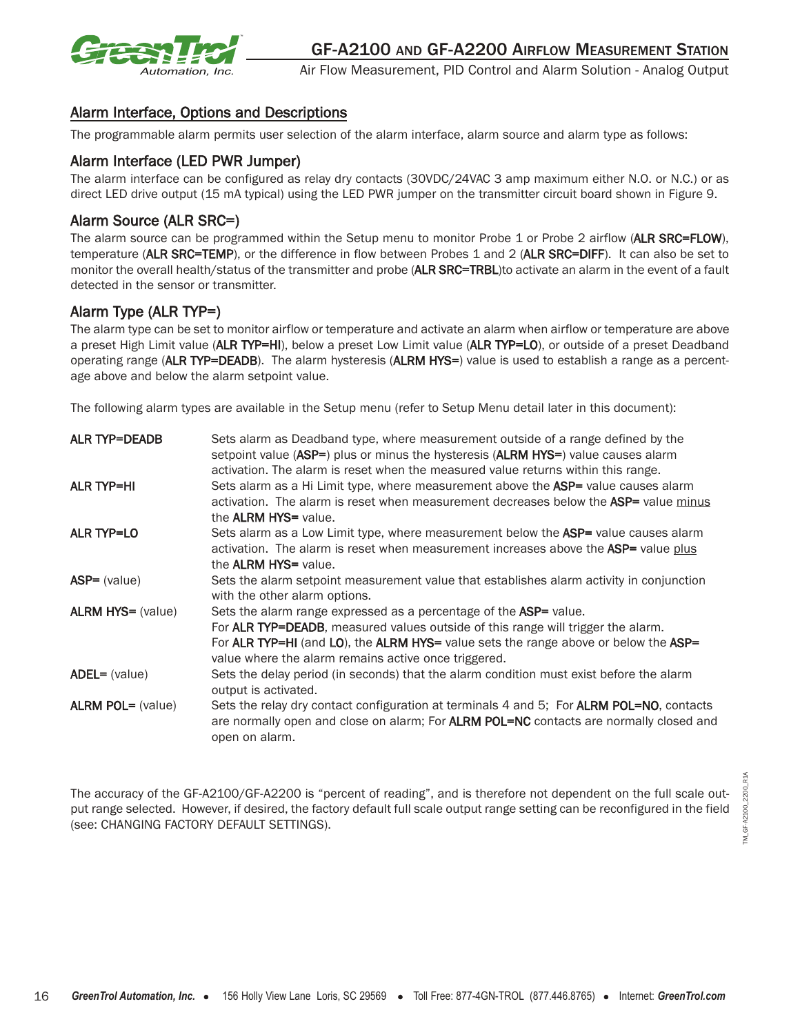## Alarm Interface, Options and Descriptions

The programmable alarm permits user selection of the alarm interface, alarm source and alarm type as follows:

### Alarm Interface (LED PWR Jumper)

The alarm interface can be configured as relay dry contacts (30VDC/24VAC 3 amp maximum either N.O. or N.C.) or as direct LED drive output (15 mA typical) using the LED PWR jumper on the transmitter circuit board shown in Figure 9.

### Alarm Source (ALR SRC=)

The alarm source can be programmed within the Setup menu to monitor Probe 1 or Probe 2 airflow (**ALR SRC=FLOW**), temperature (**ALR SRC=TEMP**), or the difference in flow between Probes 1 and 2 (**ALR SRC=DIFF**). It can also be set to monitor the overall health/status of the transmitter and probe (**ALR SRC=TRBL**)to activate an alarm in the event of a fault detected in the sensor or transmitter.

### Alarm Type (ALR TYP=)

The alarm type can be set to monitor airflow or temperature and activate an alarm when airflow or temperature are above a preset High Limit value (**ALR TYP=HI**), below a preset Low Limit value (**ALR TYP=LO**), or outside of a preset Deadband operating range (**ALR TYP=DEADB**). The alarm hysteresis (**ALRM HYS=**) value is used to establish a range as a percentage above and below the alarm setpoint value.

The following alarm types are available in the Setup menu (refer to Setup Menu detail later in this document):

| | |
|---|---|
| **ALR TYP=DEADB** | Sets alarm as Deadband type, where measurement outside of a range defined by the setpoint value (**ASP=**) plus or minus the hysteresis (**ALRM HYS=**) value causes alarm activation. The alarm is reset when the measured value returns within this range. |
| **ALR TYP=HI** | Sets alarm as a Hi Limit type, where measurement above the **ASP=** value causes alarm activation. The alarm is reset when measurement decreases below the **ASP=** value minus the **ALRM HYS=** value. |
| **ALR TYP=LO** | Sets alarm as a Low Limit type, where measurement below the **ASP=** value causes alarm activation. The alarm is reset when measurement increases above the **ASP=** value plus the **ALRM HYS=** value. |
| **ASP=** (value) | Sets the alarm setpoint measurement value that establishes alarm activity in conjunction with the other alarm options. |
| **ALRM HYS=** (value) | Sets the alarm range expressed as a percentage of the **ASP=** value. For **ALR TYP=DEADB**, measured values outside of this range will trigger the alarm. For **ALR TYP=HI** (and **LO**), the **ALRM HYS=** value sets the range above or below the **ASP=** value where the alarm remains active once triggered. |
| **ADEL=** (value) | Sets the delay period (in seconds) that the alarm condition must exist before the alarm output is activated. |
| **ALRM POL=** (value) | Sets the relay dry contact configuration at terminals 4 and 5; For **ALRM POL=NO**, contacts are normally open and close on alarm; For **ALRM POL=NC** contacts are normally closed and open on alarm. |

The accuracy of the GF-A2100/GF-A2200 is "percent of reading", and is therefore not dependent on the full scale output range selected. However, if desired, the factory default full scale output range setting can be reconfigured in the field (see: CHANGING FACTORY DEFAULT SETTINGS).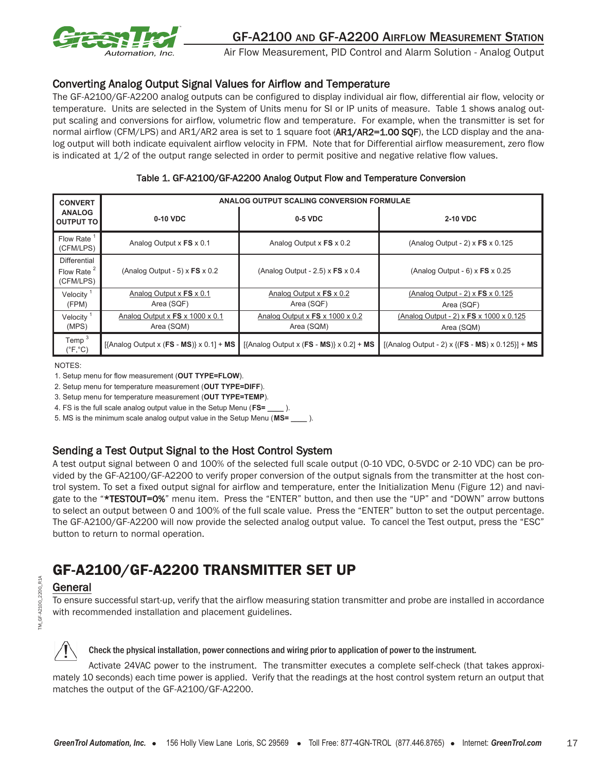## Converting Analog Output Signal Values for Airflow and Temperature

The GF-A2100/GF-A2200 analog outputs can be configured to display individual air flow, differential air flow, velocity or temperature. Units are selected in the System of Units menu for SI or IP units of measure. Table 1 shows analog output scaling and conversions for airflow, volumetric flow and temperature. For example, when the transmitter is set for normal airflow (CFM/LPS) and AR1/AR2 area is set to 1 square foot (**AR1/AR2=1.00 SQF**), the LCD display and the analog output will both indicate equivalent airflow velocity in FPM. Note that for Differential airflow measurement, zero flow is indicated at 1/2 of the output range selected in order to permit positive and negative relative flow values.

**Table 1. GF-A2100/GF-A2200 Analog Output Flow and Temperature Conversion**

| CONVERT ANALOG OUTPUT TO | ANALOG OUTPUT SCALING CONVERSION FORMULAE | | |
|---|---|---|---|
| | 0-10 VDC | 0-5 VDC | 2-10 VDC |
| Flow Rate [1] (CFM/LPS) | Analog Output x **FS** x 0.1 | Analog Output x **FS** x 0.2 | (Analog Output - 2) x **FS** x 0.125 |
| Differential Flow Rate [2] (CFM/LPS) | (Analog Output - 5) x **FS** x 0.2 | (Analog Output - 2.5) x **FS** x 0.4 | (Analog Output - 6) x **FS** x 0.25 |
| Velocity [1] (FPM) | Analog Output x **FS** x 0.1 / Area (SQF) | Analog Output x **FS** x 0.2 / Area (SQF) | (Analog Output - 2) x **FS** x 0.125 / Area (SQF) |
| Velocity [1] (MPS) | Analog Output x **FS** x 1000 x 0.1 / Area (SQM) | Analog Output x **FS** x 1000 x 0.2 / Area (SQM) | (Analog Output - 2) x **FS** x 1000 x 0.125 / Area (SQM) |
| Temp [3] (°F,°C) | [{Analog Output x (**FS** - **MS**)} x 0.1] + **MS** | [{Analog Output x (**FS** - **MS**)} x 0.2] + **MS** | [(Analog Output - 2) x {(**FS** - **MS**) x 0.125}] + **MS** |

NOTES:

1. Setup menu for flow measurement (**OUT TYPE=FLOW**).
2. Setup menu for temperature measurement (**OUT TYPE=DIFF**).
3. Setup menu for temperature measurement (**OUT TYPE=TEMP**).
4. FS is the full scale analog output value in the Setup Menu (**FS=** ____ ).
5. MS is the minimum scale analog output value in the Setup Menu (**MS=** ____ ).

## Sending a Test Output Signal to the Host Control System

A test output signal between 0 and 100% of the selected full scale output (0-10 VDC, 0-5VDC or 2-10 VDC) can be provided by the GF-A2100/GF-A2200 to verify proper conversion of the output signals from the transmitter at the host control system. To set a fixed output signal for airflow and temperature, enter the Initialization Menu (Figure 12) and navigate to the "**\*TESTOUT=0%**" menu item. Press the "ENTER" button, and then use the "UP" and "DOWN" arrow buttons to select an output between 0 and 100% of the full scale value. Press the "ENTER" button to set the output percentage. The GF-A2100/GF-A2200 will now provide the selected analog output value. To cancel the Test output, press the "ESC" button to return to normal operation.

# GF-A2100/GF-A2200 TRANSMITTER SET UP

## General

To ensure successful start-up, verify that the airflow measuring station transmitter and probe are installed in accordance with recommended installation and placement guidelines.

**Check the physical installation, power connections and wiring prior to application of power to the instrument.**

Activate 24VAC power to the instrument. The transmitter executes a complete self-check (that takes approximately 10 seconds) each time power is applied. Verify that the readings at the host control system return an output that matches the output of the GF-A2100/GF-A2200.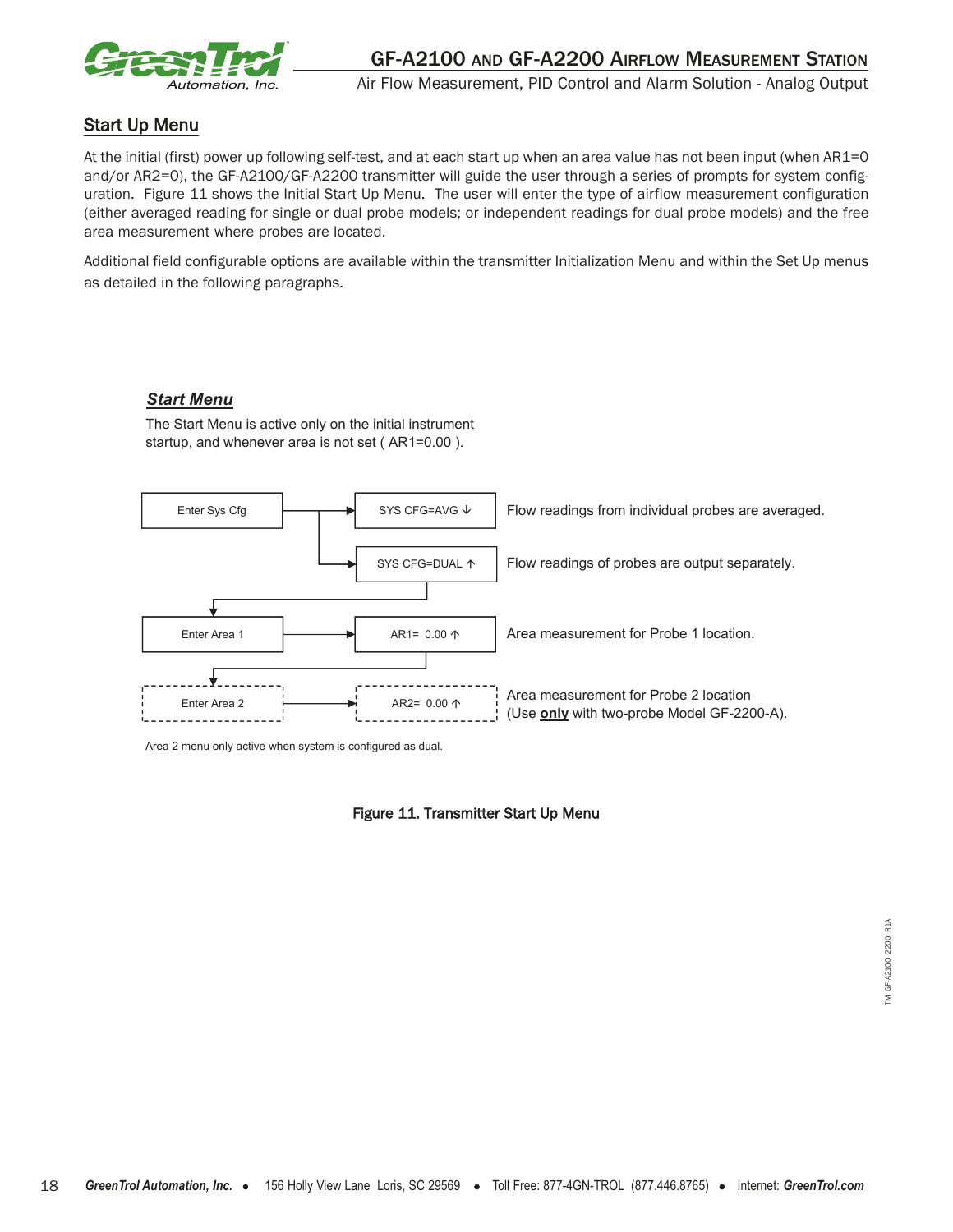## Start Up Menu

At the initial (first) power up following self-test, and at each start up when an area value has not been input (when AR1=0 and/or AR2=0), the GF-A2100/GF-A2200 transmitter will guide the user through a series of prompts for system configuration. Figure 11 shows the Initial Start Up Menu. The user will enter the type of airflow measurement configuration (either averaged reading for single or dual probe models; or independent readings for dual probe models) and the free area measurement where probes are located.

Additional field configurable options are available within the transmitter Initialization Menu and within the Set Up menus as detailed in the following paragraphs.

### ***Start Menu***

The Start Menu is active only on the initial instrument startup, and whenever area is not set ( AR1=0.00 ).

| Menu | Setting | Description |
| --- | --- | --- |
| Enter Sys Cfg | SYS CFG=AVG ↓ | Flow readings from individual probes are averaged. |
| | SYS CFG=DUAL ↑ | Flow readings of probes are output separately. |
| Enter Area 1 | AR1= 0.00 ↑ | Area measurement for Probe 1 location. |
| Enter Area 2 | AR2= 0.00 ↑ | Area measurement for Probe 2 location (Use **only** with two-probe Model GF-2200-A). |

Area 2 menu only active when system is configured as dual.

Figure 11. Transmitter Start Up Menu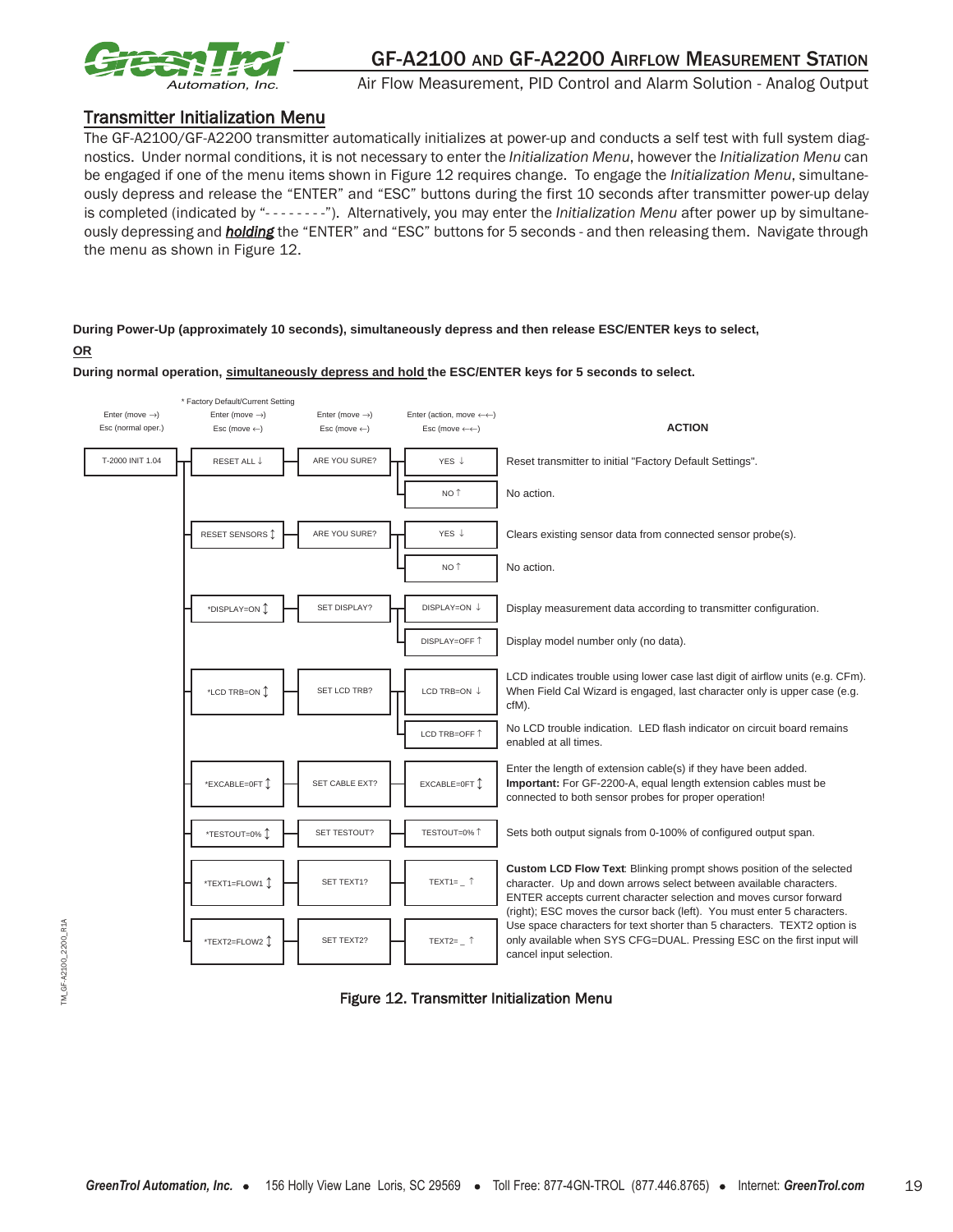## Transmitter Initialization Menu

The GF-A2100/GF-A2200 transmitter automatically initializes at power-up and conducts a self test with full system diagnostics. Under normal conditions, it is not necessary to enter the *Initialization Menu*, however the *Initialization Menu* can be engaged if one of the menu items shown in Figure 12 requires change. To engage the *Initialization Menu*, simultaneously depress and release the "ENTER" and "ESC" buttons during the first 10 seconds after transmitter power-up delay is completed (indicated by "- - - - - - - -"). Alternatively, you may enter the *Initialization Menu* after power up by simultaneously depressing and ***holding*** the "ENTER" and "ESC" buttons for 5 seconds - and then releasing them. Navigate through the menu as shown in Figure 12.

**During Power-Up (approximately 10 seconds), simultaneously depress and then release ESC/ENTER keys to select,**

**OR**

**During normal operation, simultaneously depress and hold the ESC/ENTER keys for 5 seconds to select.**

| Enter (move →) Esc (normal oper.) | * Factory Default/Current Setting Enter (move →) Esc (move ←) | Enter (move →) Esc (move ←) | Enter (action, move ←←) Esc (move ←←) | ACTION |
|---|---|---|---|---|
| T-2000 INIT 1.04 | RESET ALL ↓ | ARE YOU SURE? | YES ↓ | Reset transmitter to initial "Factory Default Settings". |
| | | | NO ↑ | No action. |
| | RESET SENSORS ↕ | ARE YOU SURE? | YES ↓ | Clears existing sensor data from connected sensor probe(s). |
| | | | NO ↑ | No action. |
| | *DISPLAY=ON ↕ | SET DISPLAY? | DISPLAY=ON ↓ | Display measurement data according to transmitter configuration. |
| | | | DISPLAY=OFF ↑ | Display model number only (no data). |
| | *LCD TRB=ON ↕ | SET LCD TRB? | LCD TRB=ON ↓ | LCD indicates trouble using lower case last digit of airflow units (e.g. CFm). When Field Cal Wizard is engaged, last character only is upper case (e.g. cfM). |
| | | | LCD TRB=OFF ↑ | No LCD trouble indication. LED flash indicator on circuit board remains enabled at all times. |
| | *EXCABLE=0FT ↕ | SET CABLE EXT? | EXCABLE=0FT ↕ | Enter the length of extension cable(s) if they have been added. **Important:** For GF-2200-A, equal length extension cables must be connected to both sensor probes for proper operation! |
| | *TESTOUT=0% ↕ | SET TESTOUT? | TESTOUT=0% ↑ | Sets both output signals from 0-100% of configured output span. |
| | *TEXT1=FLOW1 ↕ | SET TEXT1? | TEXT1= _ ↑ | **Custom LCD Flow Text**: Blinking prompt shows position of the selected character. Up and down arrows select between available characters. ENTER accepts current character selection and moves cursor forward (right); ESC moves the cursor back (left). You must enter 5 characters. Use space characters for text shorter than 5 characters. TEXT2 option is only available when SYS CFG=DUAL. Pressing ESC on the first input will cancel input selection. |
| | *TEXT2=FLOW2 ↕ | SET TEXT2? | TEXT2= _ ↑ | |

Figure 12. Transmitter Initialization Menu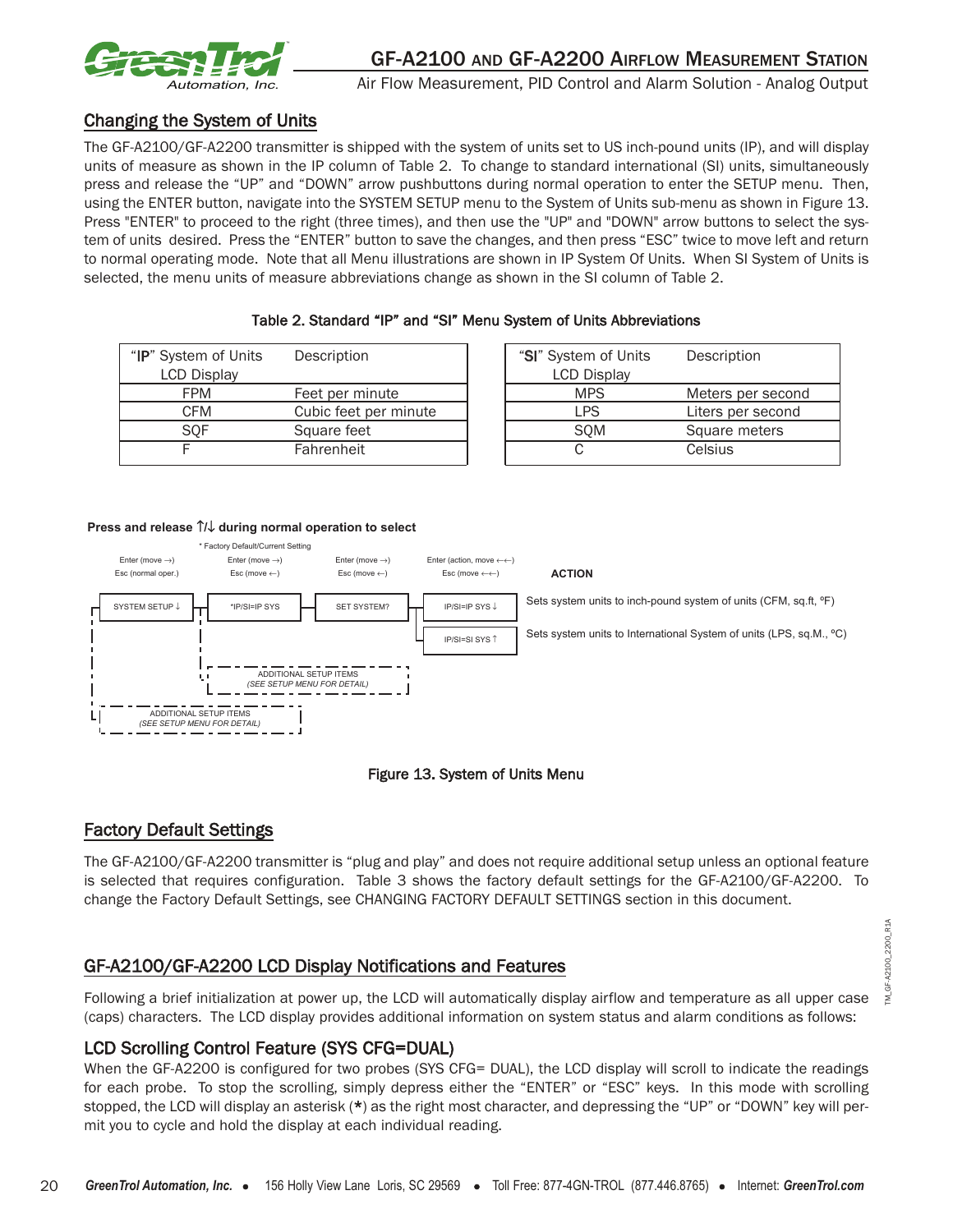## Changing the System of Units

The GF-A2100/GF-A2200 transmitter is shipped with the system of units set to US inch-pound units (IP), and will display units of measure as shown in the IP column of Table 2. To change to standard international (SI) units, simultaneously press and release the "UP" and "DOWN" arrow pushbuttons during normal operation to enter the SETUP menu. Then, using the ENTER button, navigate into the SYSTEM SETUP menu to the System of Units sub-menu as shown in Figure 13. Press "ENTER" to proceed to the right (three times), and then use the "UP" and "DOWN" arrow buttons to select the system of units desired. Press the "ENTER" button to save the changes, and then press "ESC" twice to move left and return to normal operating mode. Note that all Menu illustrations are shown in IP System Of Units. When SI System of Units is selected, the menu units of measure abbreviations change as shown in the SI column of Table 2.

**Table 2. Standard "IP" and "SI" Menu System of Units Abbreviations**

| "IP" System of Units LCD Display | Description |
|---|---|
| FPM | Feet per minute |
| CFM | Cubic feet per minute |
| SQF | Square feet |
| F | Fahrenheit |

| "SI" System of Units LCD Display | Description |
|---|---|
| MPS | Meters per second |
| LPS | Liters per second |
| SQM | Square meters |
| C | Celsius |

**Press and release ↑/↓ during normal operation to select**

\* Factory Default/Current Setting

| Enter (move →) Esc (normal oper.) | Enter (move →) Esc (move ←) | Enter (move →) Esc (move ←) | Enter (action, move ←←) Esc (move ←←) | ACTION |
|---|---|---|---|---|
| SYSTEM SETUP ↓ | \*IP/SI=IP SYS | SET SYSTEM? | IP/SI=IP SYS ↓ | Sets system units to inch-pound system of units (CFM, sq.ft, ºF) |
| | | | IP/SI=SI SYS ↑ | Sets system units to International System of units (LPS, sq.M., ºC) |
| | ADDITIONAL SETUP ITEMS (SEE SETUP MENU FOR DETAIL) | | | |
| ADDITIONAL SETUP ITEMS (SEE SETUP MENU FOR DETAIL) | | | | |

**Figure 13. System of Units Menu**

## Factory Default Settings

The GF-A2100/GF-A2200 transmitter is "plug and play" and does not require additional setup unless an optional feature is selected that requires configuration. Table 3 shows the factory default settings for the GF-A2100/GF-A2200. To change the Factory Default Settings, see CHANGING FACTORY DEFAULT SETTINGS section in this document.

## GF-A2100/GF-A2200 LCD Display Notifications and Features

Following a brief initialization at power up, the LCD will automatically display airflow and temperature as all upper case (caps) characters. The LCD display provides additional information on system status and alarm conditions as follows:

### LCD Scrolling Control Feature (SYS CFG=DUAL)

When the GF-A2200 is configured for two probes (SYS CFG= DUAL), the LCD display will scroll to indicate the readings for each probe. To stop the scrolling, simply depress either the "ENTER" or "ESC" keys. In this mode with scrolling stopped, the LCD will display an asterisk (*) as the right most character, and depressing the "UP" or "DOWN" key will permit you to cycle and hold the display at each individual reading.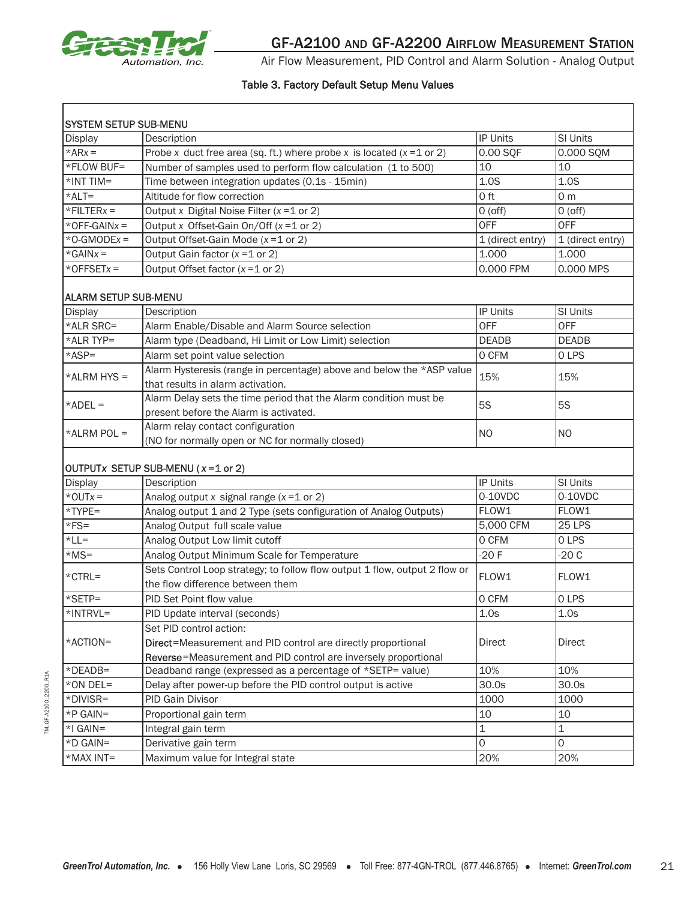## Table 3. Factory Default Setup Menu Values

| SYSTEM SETUP SUB-MENU | | | |
|---|---|---|---|
| Display | Description | IP Units | SI Units |
| *AR*x* = | Probe *x* duct free area (sq. ft.) where probe *x* is located (*x* =1 or 2) | 0.00 SQF | 0.000 SQM |
| *FLOW BUF= | Number of samples used to perform flow calculation (1 to 500) | 10 | 10 |
| *INT TIM= | Time between integration updates (0.1s - 15min) | 1.0S | 1.0S |
| *ALT= | Altitude for flow correction | 0 ft | 0 m |
| *FILTER*x* = | Output *x* Digital Noise Filter (*x* =1 or 2) | 0 (off) | 0 (off) |
| *OFF-GAIN*x* = | Output *x* Offset-Gain On/Off (*x* =1 or 2) | OFF | OFF |
| *O-GMODE*x* = | Output Offset-Gain Mode (*x* =1 or 2) | 1 (direct entry) | 1 (direct entry) |
| *GAIN*x* = | Output Gain factor (*x* =1 or 2) | 1.000 | 1.000 |
| *OFFSET*x* = | Output Offset factor (*x* =1 or 2) | 0.000 FPM | 0.000 MPS |

| ALARM SETUP SUB-MENU | | | |
|---|---|---|---|
| Display | Description | IP Units | SI Units |
| *ALR SRC= | Alarm Enable/Disable and Alarm Source selection | OFF | OFF |
| *ALR TYP= | Alarm type (Deadband, Hi Limit or Low Limit) selection | DEADB | DEADB |
| *ASP= | Alarm set point value selection | 0 CFM | 0 LPS |
| *ALRM HYS = | Alarm Hysteresis (range in percentage) above and below the *ASP value that results in alarm activation. | 15% | 15% |
| *ADEL = | Alarm Delay sets the time period that the Alarm condition must be present before the Alarm is activated. | 5S | 5S |
| *ALRM POL = | Alarm relay contact configuration (NO for normally open or NC for normally closed) | NO | NO |

| OUTPUT*x* SETUP SUB-MENU ( *x* =1 or 2) | | | |
|---|---|---|---|
| Display | Description | IP Units | SI Units |
| *OUT*x* = | Analog output *x* signal range (*x* =1 or 2) | 0-10VDC | 0-10VDC |
| *TYPE= | Analog output 1 and 2 Type (sets configuration of Analog Outputs) | FLOW1 | FLOW1 |
| *FS= | Analog Output full scale value | 5,000 CFM | 25 LPS |
| *LL= | Analog Output Low limit cutoff | 0 CFM | 0 LPS |
| *MS= | Analog Output Minimum Scale for Temperature | -20 F | -20 C |
| *CTRL= | Sets Control Loop strategy; to follow flow output 1 flow, output 2 flow or the flow difference between them | FLOW1 | FLOW1 |
| *SETP= | PID Set Point flow value | 0 CFM | 0 LPS |
| *INTRVL= | PID Update interval (seconds) | 1.0s | 1.0s |
| *ACTION= | Set PID control action:<br>Direct=Measurement and PID control are directly proportional<br>Reverse=Measurement and PID control are inversely proportional | Direct | Direct |
| *DEADB= | Deadband range (expressed as a percentage of *SETP= value) | 10% | 10% |
| *ON DEL= | Delay after power-up before the PID control output is active | 30.0s | 30.0s |
| *DIVISR= | PID Gain Divisor | 1000 | 1000 |
| *P GAIN= | Proportional gain term | 10 | 10 |
| *I GAIN= | Integral gain term | 1 | 1 |
| *D GAIN= | Derivative gain term | 0 | 0 |
| *MAX INT= | Maximum value for Integral state | 20% | 20% |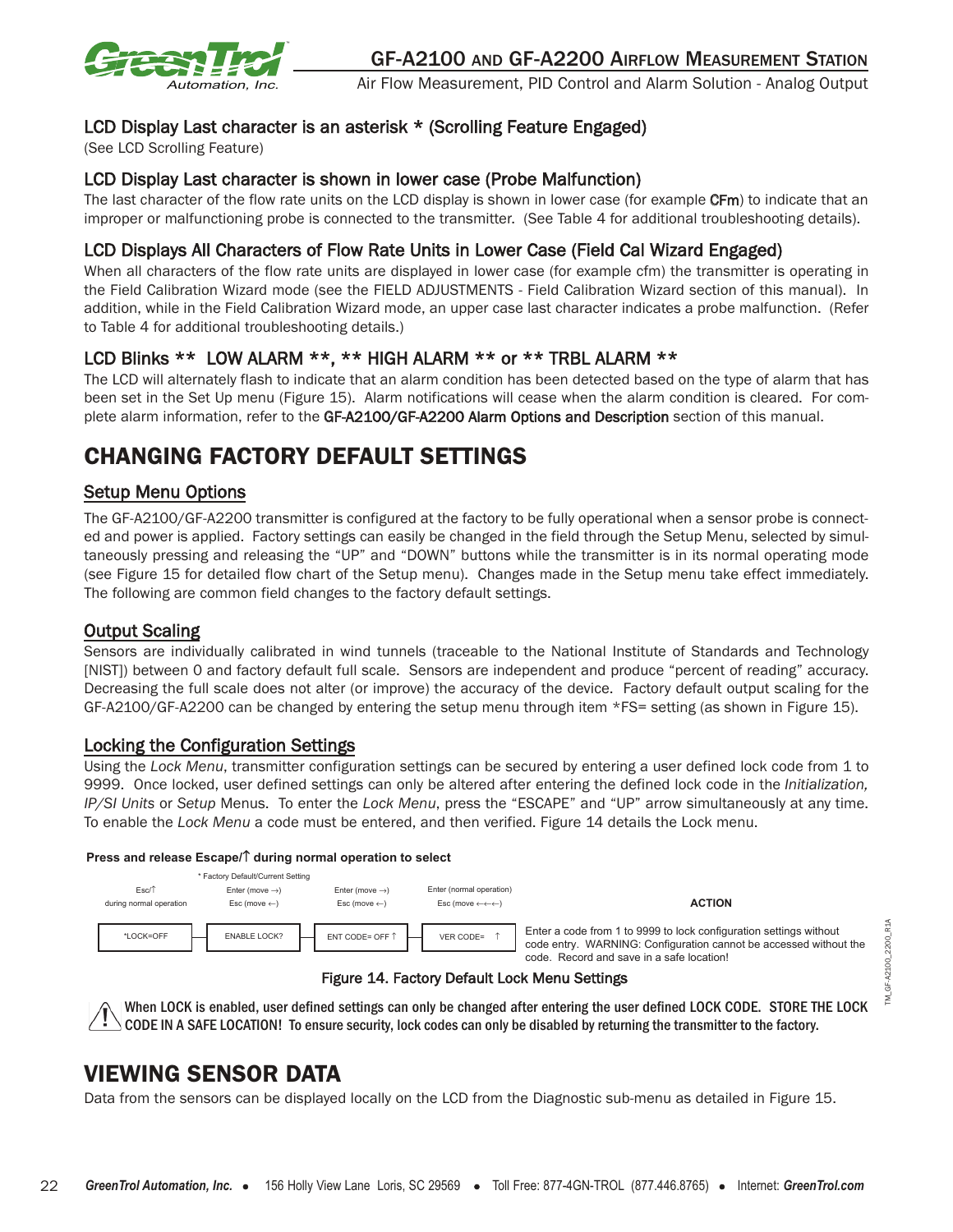### LCD Display Last character is an asterisk * (Scrolling Feature Engaged)

(See LCD Scrolling Feature)

### LCD Display Last character is shown in lower case (Probe Malfunction)

The last character of the flow rate units on the LCD display is shown in lower case (for example **CFm**) to indicate that an improper or malfunctioning probe is connected to the transmitter. (See Table 4 for additional troubleshooting details).

### LCD Displays All Characters of Flow Rate Units in Lower Case (Field Cal Wizard Engaged)

When all characters of the flow rate units are displayed in lower case (for example cfm) the transmitter is operating in the Field Calibration Wizard mode (see the FIELD ADJUSTMENTS - Field Calibration Wizard section of this manual). In addition, while in the Field Calibration Wizard mode, an upper case last character indicates a probe malfunction. (Refer to Table 4 for additional troubleshooting details.)

### LCD Blinks ** LOW ALARM **, ** HIGH ALARM ** or ** TRBL ALARM **

The LCD will alternately flash to indicate that an alarm condition has been detected based on the type of alarm that has been set in the Set Up menu (Figure 15). Alarm notifications will cease when the alarm condition is cleared. For complete alarm information, refer to the **GF-A2100/GF-A2200 Alarm Options and Description** section of this manual.

## CHANGING FACTORY DEFAULT SETTINGS

### Setup Menu Options

The GF-A2100/GF-A2200 transmitter is configured at the factory to be fully operational when a sensor probe is connected and power is applied. Factory settings can easily be changed in the field through the Setup Menu, selected by simultaneously pressing and releasing the "UP" and "DOWN" buttons while the transmitter is in its normal operating mode (see Figure 15 for detailed flow chart of the Setup menu). Changes made in the Setup menu take effect immediately. The following are common field changes to the factory default settings.

### Output Scaling

Sensors are individually calibrated in wind tunnels (traceable to the National Institute of Standards and Technology [NIST]) between 0 and factory default full scale. Sensors are independent and produce "percent of reading" accuracy. Decreasing the full scale does not alter (or improve) the accuracy of the device. Factory default output scaling for the GF-A2100/GF-A2200 can be changed by entering the setup menu through item *FS= setting (as shown in Figure 15).

### Locking the Configuration Settings

Using the *Lock Menu*, transmitter configuration settings can be secured by entering a user defined lock code from 1 to 9999. Once locked, user defined settings can only be altered after entering the defined lock code in the *Initialization, IP/SI Units* or *Setup* Menus. To enter the *Lock Menu*, press the "ESCAPE" and "UP" arrow simultaneously at any time. To enable the *Lock Menu* a code must be entered, and then verified. Figure 14 details the Lock menu.

**Press and release Escape/↑ during normal operation to select**

\* Factory Default/Current Setting

| Esc/↑ during normal operation | Enter (move →) Esc (move ←) | Enter (move →) Esc (move ←) | Enter (normal operation) Esc (move ←←←) | ACTION |
|---|---|---|---|---|
| *LOCK=OFF | ENABLE LOCK? | ENT CODE= OFF ↑ | VER CODE= ↑ | Enter a code from 1 to 9999 to lock configuration settings without code entry. WARNING: Configuration cannot be accessed without the code. Record and save in a safe location! |

Figure 14. Factory Default Lock Menu Settings

**When LOCK is enabled, user defined settings can only be changed after entering the user defined LOCK CODE. STORE THE LOCK CODE IN A SAFE LOCATION! To ensure security, lock codes can only be disabled by returning the transmitter to the factory.**

## VIEWING SENSOR DATA

Data from the sensors can be displayed locally on the LCD from the Diagnostic sub-menu as detailed in Figure 15.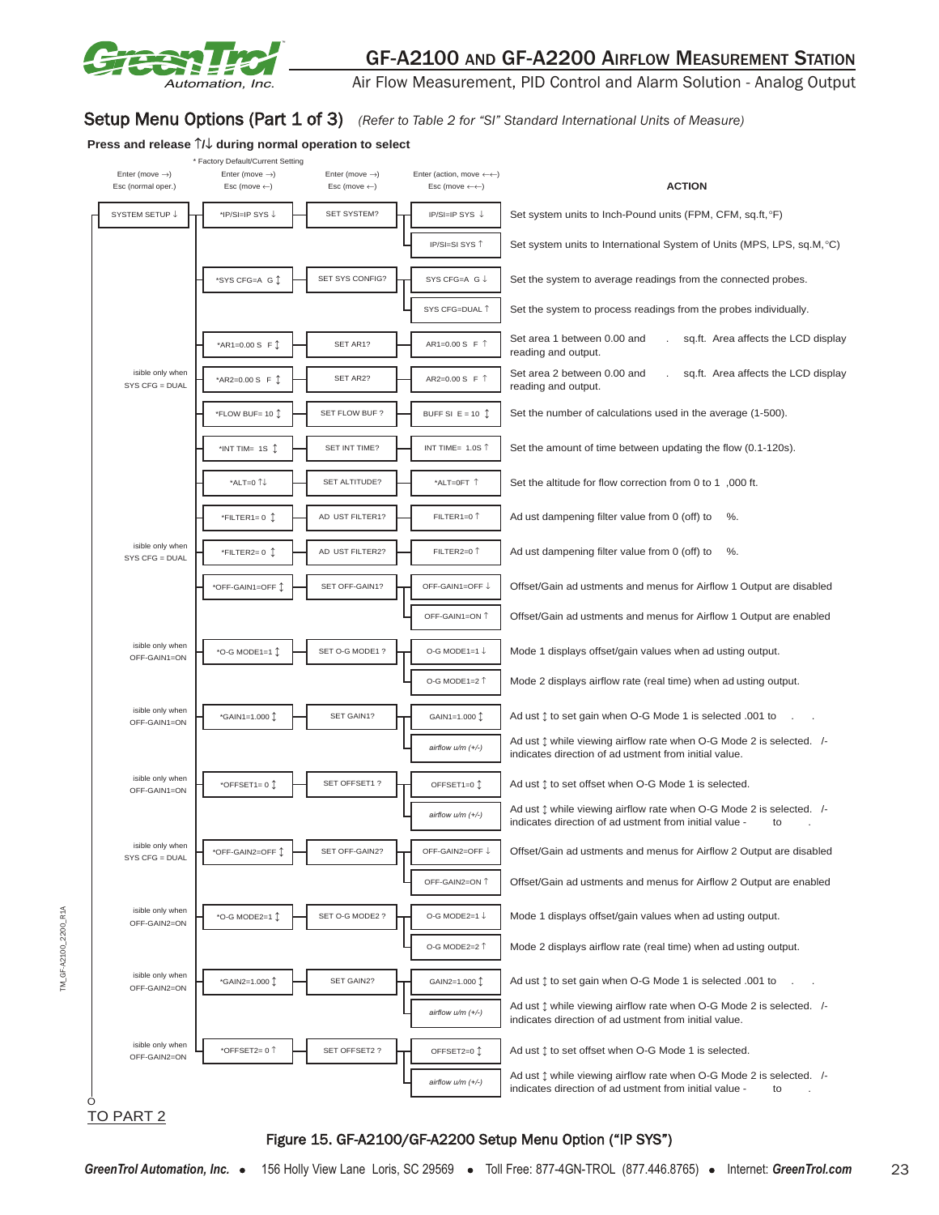## Setup Menu Options (Part 1 of 3) *(Refer to Table 2 for "SI" Standard International Units of Measure)*

**Press and release ↑/↓ during normal operation to select**

\* Factory Default/Current Setting

| Enter (move →) Esc (normal oper.) | Enter (move →) Esc (move ←) | Enter (move →) Esc (move ←) | Enter (action, move ←←) Esc (move ←←) | ACTION |
|---|---|---|---|---|
| SYSTEM SETUP ↓ | *IP/SI=IP SYS ↓ | SET SYSTEM? | IP/SI=IP SYS ↓ | Set system units to Inch-Pound units (FPM, CFM, sq.ft, °F) |
| | | | IP/SI=SI SYS ↑ | Set system units to International System of Units (MPS, LPS, sq.M, °C) |
| | *SYS CFG=A G ↕ | SET SYS CONFIG? | SYS CFG=A G ↓ | Set the system to average readings from the connected probes. |
| | | | SYS CFG=DUAL ↑ | Set the system to process readings from the probes individually. |
| | *AR1=0.00 S F ↕ | SET AR1? | AR1=0.00 S F ↑ | Set area 1 between 0.00 and . sq.ft. Area affects the LCD display reading and output. |
| isible only when SYS CFG = DUAL | *AR2=0.00 S F ↕ | SET AR2? | AR2=0.00 S F ↑ | Set area 2 between 0.00 and . sq.ft. Area affects the LCD display reading and output. |
| | *FLOW BUF= 10 ↕ | SET FLOW BUF ? | BUFF SI E = 10 ↕ | Set the number of calculations used in the average (1-500). |
| | *INT TIM= 1S ↕ | SET INT TIME? | INT TIME= 1.0S ↑ | Set the amount of time between updating the flow (0.1-120s). |
| | *ALT=0 ↑↓ | SET ALTITUDE? | *ALT=0FT ↑ | Set the altitude for flow correction from 0 to 1 ,000 ft. |
| | *FILTER1= 0 ↕ | AD UST FILTER1? | FILTER1=0 ↑ | Ad ust dampening filter value from 0 (off) to %. |
| isible only when SYS CFG = DUAL | *FILTER2= 0 ↕ | AD UST FILTER2? | FILTER2=0 ↑ | Ad ust dampening filter value from 0 (off) to %. |
| | *OFF-GAIN1=OFF ↕ | SET OFF-GAIN1? | OFF-GAIN1=OFF ↓ | Offset/Gain ad ustments and menus for Airflow 1 Output are disabled |
| | | | OFF-GAIN1=ON ↑ | Offset/Gain ad ustments and menus for Airflow 1 Output are enabled |
| isible only when OFF-GAIN1=ON | *O-G MODE1=1 ↕ | SET O-G MODE1 ? | O-G MODE1=1 ↓ | Mode 1 displays offset/gain values when ad usting output. |
| | | | O-G MODE1=2 ↑ | Mode 2 displays airflow rate (real time) when ad usting output. |
| isible only when OFF-GAIN1=ON | *GAIN1=1.000 ↕ | SET GAIN1? | GAIN1=1.000 ↕ | Ad ust ↕ to set gain when O-G Mode 1 is selected .001 to . . |
| | | | *airflow u/m (+/-)* | Ad ust ↕ while viewing airflow rate when O-G Mode 2 is selected. /- indicates direction of ad ustment from initial value. |
| isible only when OFF-GAIN1=ON | *OFFSET1= 0 ↕ | SET OFFSET1 ? | OFFSET1=0 ↕ | Ad ust ↕ to set offset when O-G Mode 1 is selected. |
| | | | *airflow u/m (+/-)* | Ad ust ↕ while viewing airflow rate when O-G Mode 2 is selected. /- indicates direction of ad ustment from initial value - to . |
| isible only when SYS CFG = DUAL | *OFF-GAIN2=OFF ↕ | SET OFF-GAIN2? | OFF-GAIN2=OFF ↓ | Offset/Gain ad ustments and menus for Airflow 2 Output are disabled |
| | | | OFF-GAIN2=ON ↑ | Offset/Gain ad ustments and menus for Airflow 2 Output are enabled |
| isible only when OFF-GAIN2=ON | *O-G MODE2=1 ↕ | SET O-G MODE2 ? | O-G MODE2=1 ↓ | Mode 1 displays offset/gain values when ad usting output. |
| | | | O-G MODE2=2 ↑ | Mode 2 displays airflow rate (real time) when ad usting output. |
| isible only when OFF-GAIN2=ON | *GAIN2=1.000 ↕ | SET GAIN2? | GAIN2=1.000 ↕ | Ad ust ↕ to set gain when O-G Mode 1 is selected .001 to . . |
| | | | *airflow u/m (+/-)* | Ad ust ↕ while viewing airflow rate when O-G Mode 2 is selected. /- indicates direction of ad ustment from initial value. |
| isible only when OFF-GAIN2=ON | *OFFSET2= 0 ↑ | SET OFFSET2 ? | OFFSET2=0 ↕ | Ad ust ↕ to set offset when O-G Mode 1 is selected. |
| | | | *airflow u/m (+/-)* | Ad ust ↕ while viewing airflow rate when O-G Mode 2 is selected. /- indicates direction of ad ustment from initial value - to . |

TO PART 2

Figure 15. GF-A2100/GF-A2200 Setup Menu Option ("IP SYS")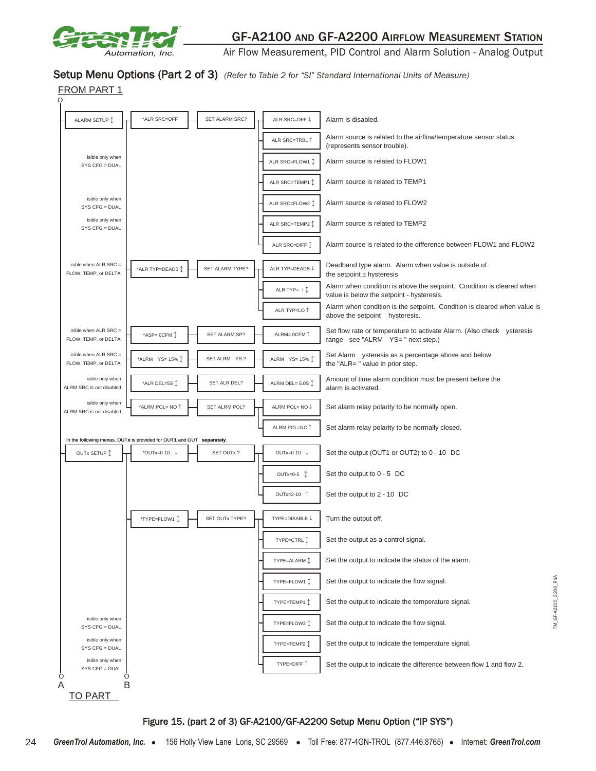## Setup Menu Options (Part 2 of 3) *(Refer to Table 2 for "SI" Standard International Units of Measure)*

FROM PART 1

| Menu | Visibility | Default | Prompt | Option | Description |
|---|---|---|---|---|---|
| ALARM SETUP ↕ | | *ALR SRC=OFF | SET ALARM SRC? | ALR SRC=OFF ↓ | Alarm is disabled. |
| | | | | ALR SRC=TRBL ↑ | Alarm source is related to the airflow/temperature sensor status (represents sensor trouble). |
| | isible only when SYS CFG = DUAL | | | ALR SRC=FLOW1 ↕ | Alarm source is related to FLOW1 |
| | | | | ALR SRC=TEMP1 ↕ | Alarm source is related to TEMP1 |
| | isible only when SYS CFG = DUAL | | | ALR SRC=FLOW2 ↕ | Alarm source is related to FLOW2 |
| | isible only when SYS CFG = DUAL | | | ALR SRC=TEMP2 ↕ | Alarm source is related to TEMP2 |
| | | | | ALR SRC=DIFF ↕ | Alarm source is related to the difference between FLOW1 and FLOW2 |
| | isible when ALR SRC = FLOW, TEMP, or DELTA | *ALR TYP=DEADB ↕ | SET ALARM TYPE? | ALR TYP=DEADB ↓ | Deadband type alarm. Alarm when value is outside of the setpoint ± hysteresis |
| | | | | ALR TYP= I ↕ | Alarm when condition is above the setpoint. Condition is cleared when value is below the setpoint - hysteresis. |
| | | | | ALR TYP=LO ↑ | Alarm when condition is the setpoint. Condition is cleared when value is above the setpoint hysteresis. |
| | isible when ALR SRC = FLOW, TEMP, or DELTA | *ASP= 0CFM ↕ | SET ALARM SP? | ALRM= 0CFM ↑ | Set flow rate or temperature to activate Alarm. (Also check ysteresis range - see "ALRM YS= " next step.) |
| | isible when ALR SRC = FLOW, TEMP, or DELTA | *ALRM YS= 15% ↕ | SET ALRM YS ? | ALRM YS= 15% ↕ | Set Alarm ysteresis as a percentage above and below the "ALR= " value in prior step. |
| | isible only when ALRM SRC is not disabled | *ALR DEL=5S ↕ | SET ALR DEL? | ALRM DEL= 5.0S ↕ | Amount of time alarm condition must be present before the alarm is activated. |
| | isible only when ALRM SRC is not disabled | *ALRM POL= NO ↑ | SET ALRM POL? | ALRM POL= NO ↓ | Set alarm relay polarity to be normally open. |
| | | | | ALRM POL=NC ↑ | Set alarm relay polarity to be normally closed. |

In the following menus, OUTx is provided for OUT1 and OUT separately.

| Menu | Visibility | Default | Prompt | Option | Description |
|---|---|---|---|---|---|
| OUTx SETUP ↕ | | *OUTx=0-10 ↓ | SET OUTx ? | OUTx=0-10 ↓ | Set the output (OUT1 or OUT2) to 0 - 10 DC |
| | | | | OUTx=0-5 ↕ | Set the output to 0 - 5 DC |
| | | | | OUTx=2-10 ↑ | Set the output to 2 - 10 DC |
| | | *TYPE=FLOW1 ↕ | SET OUTx TYPE? | TYPE=DISABLE ↓ | Turn the output off. |
| | | | | TYPE=CTRL ↕ | Set the output as a control signal. |
| | | | | TYPE=ALARM ↕ | Set the output to indicate the status of the alarm. |
| | | | | TYPE=FLOW1 ↕ | Set the output to indicate the flow signal. |
| | | | | TYPE=TEMP1 ↕ | Set the output to indicate the temperature signal. |
| | isible only when SYS CFG = DUAL | | | TYPE=FLOW2 ↕ | Set the output to indicate the flow signal. |
| | isible only when SYS CFG = DUAL | | | TYPE=TEMP2 ↕ | Set the output to indicate the temperature signal. |
| | isible only when SYS CFG = DUAL | | | TYPE=DIFF ↑ | Set the output to indicate the difference between flow 1 and flow 2. |

A B

TO PART

Figure 15. (part 2 of 3) GF-A2100/GF-A2200 Setup Menu Option ("IP SYS")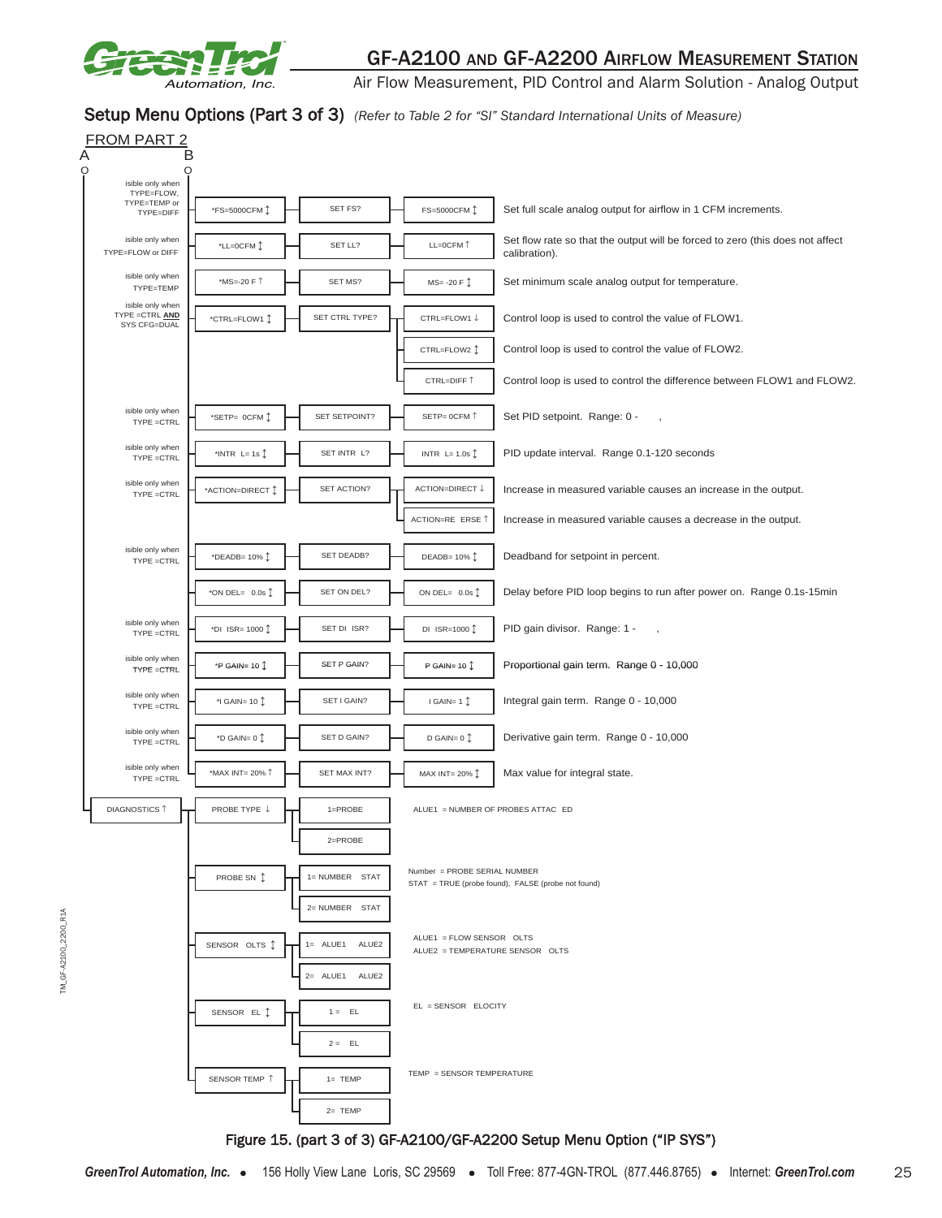## Setup Menu Options (Part 3 of 3) *(Refer to Table 2 for "SI" Standard International Units of Measure)*

FROM PART 2

A B

| Visibility | Display | Prompt | Setting | Description |
|---|---|---|---|---|
| isible only when TYPE=FLOW, TYPE=TEMP or TYPE=DIFF | *FS=5000CFM ↕ | SET FS? | FS=5000CFM ↕ | Set full scale analog output for airflow in 1 CFM increments. |
| isible only when TYPE=FLOW or DIFF | *LL=0CFM ↕ | SET LL? | LL=0CFM ↑ | Set flow rate so that the output will be forced to zero (this does not affect calibration). |
| isible only when TYPE=TEMP | *MS=-20 F ↑ | SET MS? | MS= -20 F ↕ | Set minimum scale analog output for temperature. |
| isible only when TYPE =CTRL **AND** SYS CFG=DUAL | *CTRL=FLOW1 ↕ | SET CTRL TYPE? | CTRL=FLOW1 ↓ | Control loop is used to control the value of FLOW1. |
| | | | CTRL=FLOW2 ↕ | Control loop is used to control the value of FLOW2. |
| | | | CTRL=DIFF ↑ | Control loop is used to control the difference between FLOW1 and FLOW2. |
| isible only when TYPE =CTRL | *SETP= 0CFM ↕ | SET SETPOINT? | SETP= 0CFM ↑ | Set PID setpoint. Range: 0 - , |
| isible only when TYPE =CTRL | *INTR L= 1s ↕ | SET INTR L? | INTR L= 1.0s ↕ | PID update interval. Range 0.1-120 seconds |
| isible only when TYPE =CTRL | *ACTION=DIRECT ↕ | SET ACTION? | ACTION=DIRECT ↓ | Increase in measured variable causes an increase in the output. |
| | | | ACTION=RE ERSE ↑ | Increase in measured variable causes a decrease in the output. |
| isible only when TYPE =CTRL | *DEADB= 10% ↕ | SET DEADB? | DEADB= 10% ↕ | Deadband for setpoint in percent. |
| | *ON DEL= 0.0s ↕ | SET ON DEL? | ON DEL= 0.0s ↕ | Delay before PID loop begins to run after power on. Range 0.1s-15min |
| isible only when TYPE =CTRL | *DI ISR= 1000 ↕ | SET DI ISR? | DI ISR=1000 ↕ | PID gain divisor. Range: 1 - , |
| isible only when TYPE =CTRL | *P GAIN= 10 ↕ | SET P GAIN? | P GAIN= 10 ↕ | Proportional gain term. Range 0 - 10,000 |
| isible only when TYPE =CTRL | *I GAIN= 10 ↕ | SET I GAIN? | I GAIN= 1 ↕ | Integral gain term. Range 0 - 10,000 |
| isible only when TYPE =CTRL | *D GAIN= 0 ↕ | SET D GAIN? | D GAIN= 0 ↕ | Derivative gain term. Range 0 - 10,000 |
| isible only when TYPE =CTRL | *MAX INT= 20% ↑ | SET MAX INT? | MAX INT= 20% ↕ | Max value for integral state. |

DIAGNOSTICS ↑

| Menu | Display | Description |
|---|---|---|
| PROBE TYPE ↓ | 1=PROBE | ALUE1 = NUMBER OF PROBES ATTAC ED |
| | 2=PROBE | |
| PROBE SN ↕ | 1= NUMBER STAT | Number = PROBE SERIAL NUMBER<br>STAT = TRUE (probe found), FALSE (probe not found) |
| | 2= NUMBER STAT | |
| SENSOR OLTS ↕ | 1= ALUE1 ALUE2 | ALUE1 = FLOW SENSOR OLTS<br>ALUE2 = TEMPERATURE SENSOR OLTS |
| | 2= ALUE1 ALUE2 | |
| SENSOR EL ↕ | 1 = EL | EL = SENSOR ELOCITY |
| | 2 = EL | |
| SENSOR TEMP ↑ | 1= TEMP | TEMP = SENSOR TEMPERATURE |
| | 2= TEMP | |

Figure 15. (part 3 of 3) GF-A2100/GF-A2200 Setup Menu Option ("IP SYS")

TM_GF-A2100_2200_R1A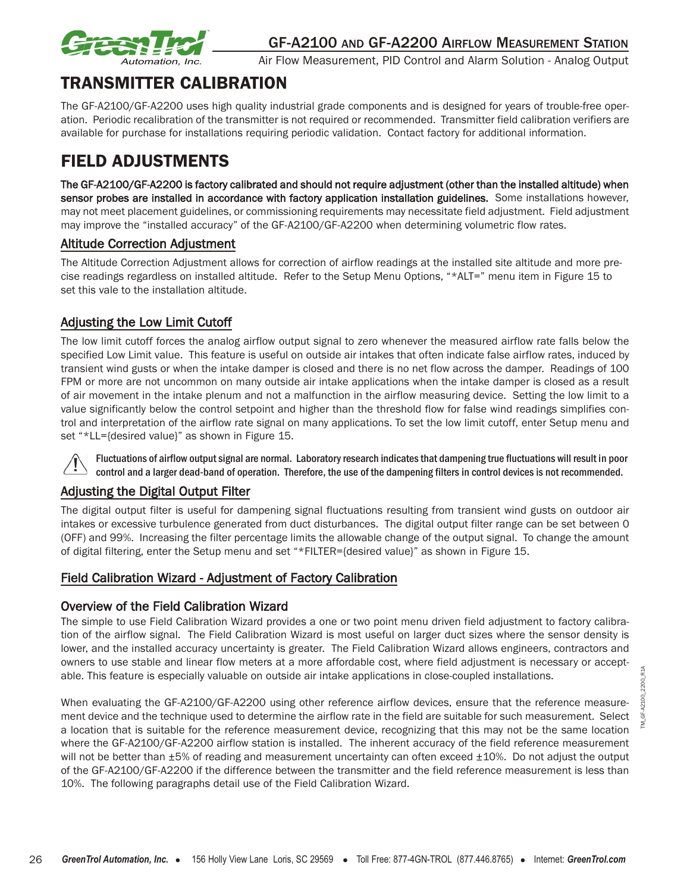# TRANSMITTER CALIBRATION

The GF-A2100/GF-A2200 uses high quality industrial grade components and is designed for years of trouble-free operation. Periodic recalibration of the transmitter is not required or recommended. Transmitter field calibration verifiers are available for purchase for installations requiring periodic validation. Contact factory for additional information.

# FIELD ADJUSTMENTS

**The GF-A2100/GF-A2200 is factory calibrated and should not require adjustment (other than the installed altitude) when sensor probes are installed in accordance with factory application installation guidelines.** Some installations however, may not meet placement guidelines, or commissioning requirements may necessitate field adjustment. Field adjustment may improve the "installed accuracy" of the GF-A2100/GF-A2200 when determining volumetric flow rates.

## Altitude Correction Adjustment

The Altitude Correction Adjustment allows for correction of airflow readings at the installed site altitude and more precise readings regardless on installed altitude. Refer to the Setup Menu Options, "*ALT=" menu item in Figure 15 to set this vale to the installation altitude.

## Adjusting the Low Limit Cutoff

The low limit cutoff forces the analog airflow output signal to zero whenever the measured airflow rate falls below the specified Low Limit value. This feature is useful on outside air intakes that often indicate false airflow rates, induced by transient wind gusts or when the intake damper is closed and there is no net flow across the damper. Readings of 100 FPM or more are not uncommon on many outside air intake applications when the intake damper is closed as a result of air movement in the intake plenum and not a malfunction in the airflow measuring device. Setting the low limit to a value significantly below the control setpoint and higher than the threshold flow for false wind readings simplifies control and interpretation of the airflow rate signal on many applications. To set the low limit cutoff, enter Setup menu and set "*LL={desired value}" as shown in Figure 15.

**Fluctuations of airflow output signal are normal. Laboratory research indicates that dampening true fluctuations will result in poor control and a larger dead-band of operation. Therefore, the use of the dampening filters in control devices is not recommended.**

## Adjusting the Digital Output Filter

The digital output filter is useful for dampening signal fluctuations resulting from transient wind gusts on outdoor air intakes or excessive turbulence generated from duct disturbances. The digital output filter range can be set between 0 (OFF) and 99%. Increasing the filter percentage limits the allowable change of the output signal. To change the amount of digital filtering, enter the Setup menu and set "*FILTER={desired value}" as shown in Figure 15.

## Field Calibration Wizard - Adjustment of Factory Calibration

### Overview of the Field Calibration Wizard

The simple to use Field Calibration Wizard provides a one or two point menu driven field adjustment to factory calibration of the airflow signal. The Field Calibration Wizard is most useful on larger duct sizes where the sensor density is lower, and the installed accuracy uncertainty is greater. The Field Calibration Wizard allows engineers, contractors and owners to use stable and linear flow meters at a more affordable cost, where field adjustment is necessary or acceptable. This feature is especially valuable on outside air intake applications in close-coupled installations.

When evaluating the GF-A2100/GF-A2200 using other reference airflow devices, ensure that the reference measurement device and the technique used to determine the airflow rate in the field are suitable for such measurement. Select a location that is suitable for the reference measurement device, recognizing that this may not be the same location where the GF-A2100/GF-A2200 airflow station is installed. The inherent accuracy of the field reference measurement will not be better than ±5% of reading and measurement uncertainty can often exceed ±10%. Do not adjust the output of the GF-A2100/GF-A2200 if the difference between the transmitter and the field reference measurement is less than 10%. The following paragraphs detail use of the Field Calibration Wizard.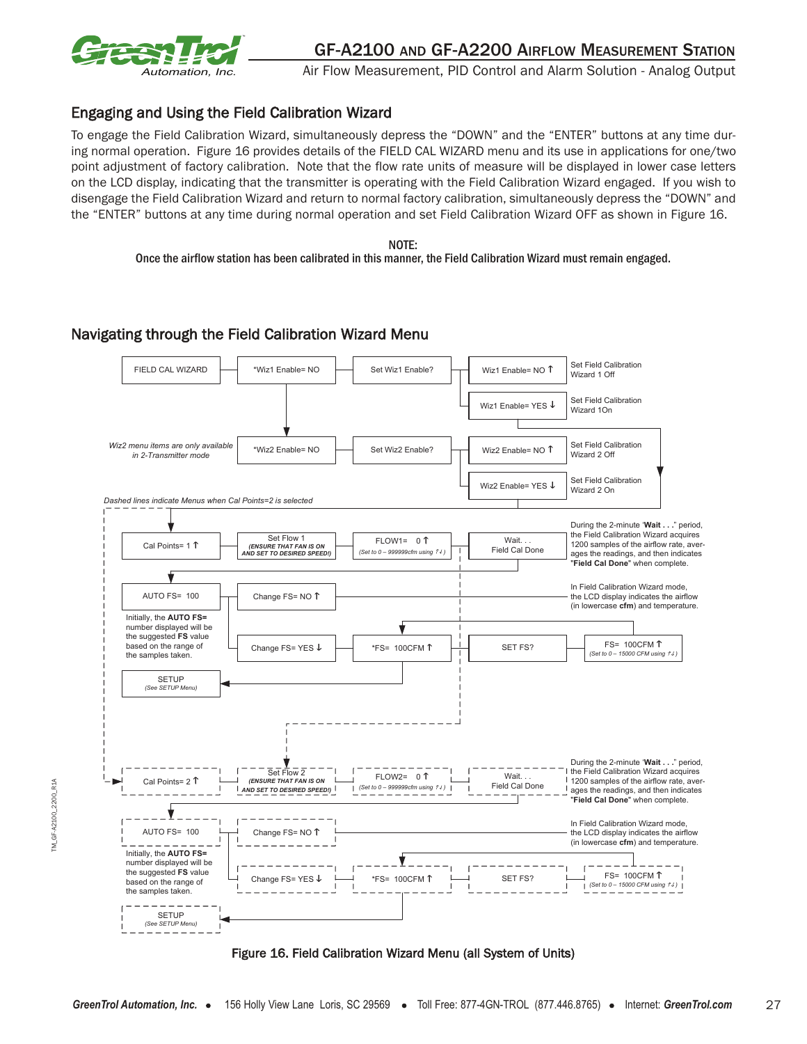## Engaging and Using the Field Calibration Wizard

To engage the Field Calibration Wizard, simultaneously depress the "DOWN" and the "ENTER" buttons at any time during normal operation. Figure 16 provides details of the FIELD CAL WIZARD menu and its use in applications for one/two point adjustment of factory calibration. Note that the flow rate units of measure will be displayed in lower case letters on the LCD display, indicating that the transmitter is operating with the Field Calibration Wizard engaged. If you wish to disengage the Field Calibration Wizard and return to normal factory calibration, simultaneously depress the "DOWN" and the "ENTER" buttons at any time during normal operation and set Field Calibration Wizard OFF as shown in Figure 16.

**NOTE:**
**Once the airflow station has been calibrated in this manner, the Field Calibration Wizard must remain engaged.**

## Navigating through the Field Calibration Wizard Menu

FIELD CAL WIZARD → *Wiz1 Enable= NO → Set Wiz1 Enable?
- Wiz1 Enable= NO ↑ — Set Field Calibration Wizard 1 Off
- Wiz1 Enable= YES ↓ — Set Field Calibration Wizard 1On

*Wiz2 Enable= NO → Set Wiz2 Enable? (*Wiz2 menu items are only available in 2-Transmitter mode*)
- Wiz2 Enable= NO ↑ — Set Field Calibration Wizard 2 Off
- Wiz2 Enable= YES ↓ — Set Field Calibration Wizard 2 On

*Dashed lines indicate Menus when Cal Points=2 is selected*

Cal Points= 1 ↑ → Set Flow 1 (*ENSURE THAT FAN IS ON AND SET TO DESIRED SPEED!*) → FLOW1= 0 ↑ (*Set to 0 – 999999cfm using ↑↓*) → Wait. . . Field Cal Done

During the 2-minute "**Wait . . .**" period, the Field Calibration Wizard acquires 1200 samples of the airflow rate, averages the readings, and then indicates "**Field Cal Done**" when complete.

AUTO FS= 100
- Change FS= NO ↑ — In Field Calibration Wizard mode, the LCD display indicates the airflow (in lowercase **cfm**) and temperature.
- Change FS= YES ↓ → *FS= 100CFM ↑ → SET FS? → FS= 100CFM ↑ (*Set to 0 – 15000 CFM using ↑↓*)

Initially, the **AUTO FS=** number displayed will be the suggested **FS** value based on the range of the samples taken.

SETUP (*See SETUP Menu*)

Cal Points= 2 ↑ → Set Flow 2 (*ENSURE THAT FAN IS ON AND SET TO DESIRED SPEED!*) → FLOW2= 0 ↑ (*Set to 0 – 999999cfm using ↑↓*) → Wait. . . Field Cal Done

During the 2-minute "**Wait . . .**" period, the Field Calibration Wizard acquires 1200 samples of the airflow rate, averages the readings, and then indicates "**Field Cal Done**" when complete.

AUTO FS= 100
- Change FS= NO ↑ — In Field Calibration Wizard mode, the LCD display indicates the airflow (in lowercase **cfm**) and temperature.
- Change FS= YES ↓ → *FS= 100CFM ↑ → SET FS? → FS= 100CFM ↑ (*Set to 0 – 15000 CFM using ↑↓*)

Initially, the **AUTO FS=** number displayed will be the suggested **FS** value based on the range of the samples taken.

SETUP (*See SETUP Menu*)

**Figure 16. Field Calibration Wizard Menu (all System of Units)**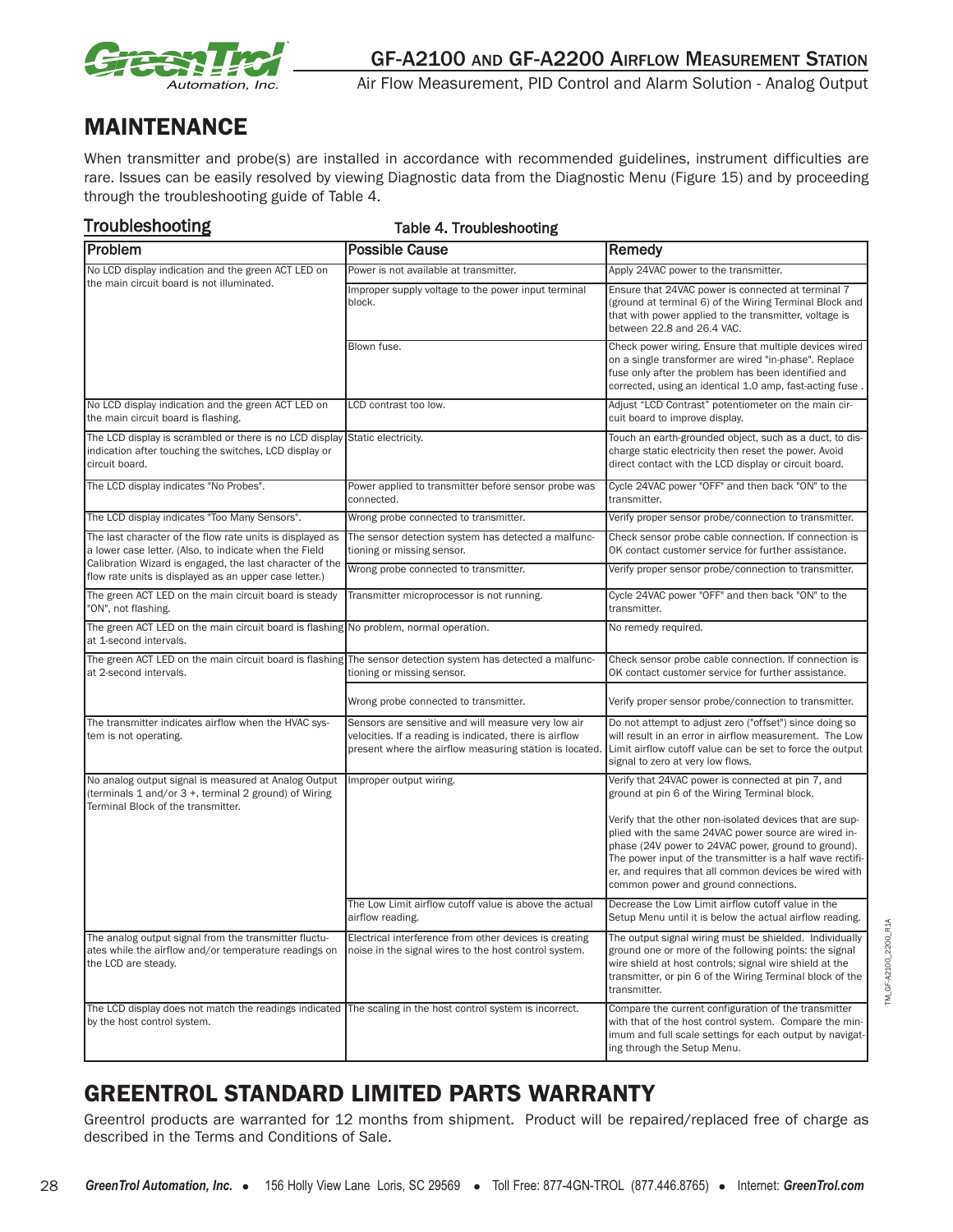## MAINTENANCE

When transmitter and probe(s) are installed in accordance with recommended guidelines, instrument difficulties are rare. Issues can be easily resolved by viewing Diagnostic data from the Diagnostic Menu (Figure 15) and by proceeding through the troubleshooting guide of Table 4.

### Troubleshooting

Table 4. Troubleshooting

| Problem | Possible Cause | Remedy |
|---|---|---|
| No LCD display indication and the green ACT LED on the main circuit board is not illuminated. | Power is not available at transmitter. | Apply 24VAC power to the transmitter. |
| | Improper supply voltage to the power input terminal block. | Ensure that 24VAC power is connected at terminal 7 (ground at terminal 6) of the Wiring Terminal Block and that with power applied to the transmitter, voltage is between 22.8 and 26.4 VAC. |
| | Blown fuse. | Check power wiring. Ensure that multiple devices wired on a single transformer are wired "in-phase". Replace fuse only after the problem has been identified and corrected, using an identical 1.0 amp, fast-acting fuse . |
| No LCD display indication and the green ACT LED on the main circuit board is flashing. | LCD contrast too low. | Adjust "LCD Contrast" potentiometer on the main circuit board to improve display. |
| The LCD display is scrambled or there is no LCD display indication after touching the switches, LCD display or circuit board. | Static electricity. | Touch an earth-grounded object, such as a duct, to discharge static electricity then reset the power. Avoid direct contact with the LCD display or circuit board. |
| The LCD display indicates "No Probes". | Power applied to transmitter before sensor probe was connected. | Cycle 24VAC power "OFF" and then back "ON" to the transmitter. |
| The LCD display indicates "Too Many Sensors". | Wrong probe connected to transmitter. | Verify proper sensor probe/connection to transmitter. |
| The last character of the flow rate units is displayed as a lower case letter. (Also, to indicate when the Field Calibration Wizard is engaged, the last character of the flow rate units is displayed as an upper case letter.) | The sensor detection system has detected a malfunctioning or missing sensor. | Check sensor probe cable connection. If connection is OK contact customer service for further assistance. |
| | Wrong probe connected to transmitter. | Verify proper sensor probe/connection to transmitter. |
| The green ACT LED on the main circuit board is steady "ON", not flashing. | Transmitter microprocessor is not running. | Cycle 24VAC power "OFF" and then back "ON" to the transmitter. |
| The green ACT LED on the main circuit board is flashing at 1-second intervals. | No problem, normal operation. | No remedy required. |
| The green ACT LED on the main circuit board is flashing at 2-second intervals. | The sensor detection system has detected a malfunctioning or missing sensor. | Check sensor probe cable connection. If connection is OK contact customer service for further assistance. |
| | Wrong probe connected to transmitter. | Verify proper sensor probe/connection to transmitter. |
| The transmitter indicates airflow when the HVAC system is not operating. | Sensors are sensitive and will measure very low air velocities. If a reading is indicated, there is airflow present where the airflow measuring station is located. | Do not attempt to adjust zero ("offset") since doing so will result in an error in airflow measurement. The Low Limit airflow cutoff value can be set to force the output signal to zero at very low flows. |
| No analog output signal is measured at Analog Output (terminals 1 and/or 3 +, terminal 2 ground) of Wiring Terminal Block of the transmitter. | Improper output wiring. | Verify that 24VAC power is connected at pin 7, and ground at pin 6 of the Wiring Terminal block.<br><br>Verify that the other non-isolated devices that are supplied with the same 24VAC power source are wired in-phase (24V power to 24VAC power, ground to ground). The power input of the transmitter is a half wave rectifier, and requires that all common devices be wired with common power and ground connections. |
| | The Low Limit airflow cutoff value is above the actual airflow reading. | Decrease the Low Limit airflow cutoff value in the Setup Menu until it is below the actual airflow reading. |
| The analog output signal from the transmitter fluctuates while the airflow and/or temperature readings on the LCD are steady. | Electrical interference from other devices is creating noise in the signal wires to the host control system. | The output signal wiring must be shielded. Individually ground one or more of the following points: the signal wire shield at host controls; signal wire shield at the transmitter, or pin 6 of the Wiring Terminal block of the transmitter. |
| The LCD display does not match the readings indicated by the host control system. | The scaling in the host control system is incorrect. | Compare the current configuration of the transmitter with that of the host control system. Compare the minimum and full scale settings for each output by navigating through the Setup Menu. |

## GREENTROL STANDARD LIMITED PARTS WARRANTY

Greentrol products are warranted for 12 months from shipment. Product will be repaired/replaced free of charge as described in the Terms and Conditions of Sale.